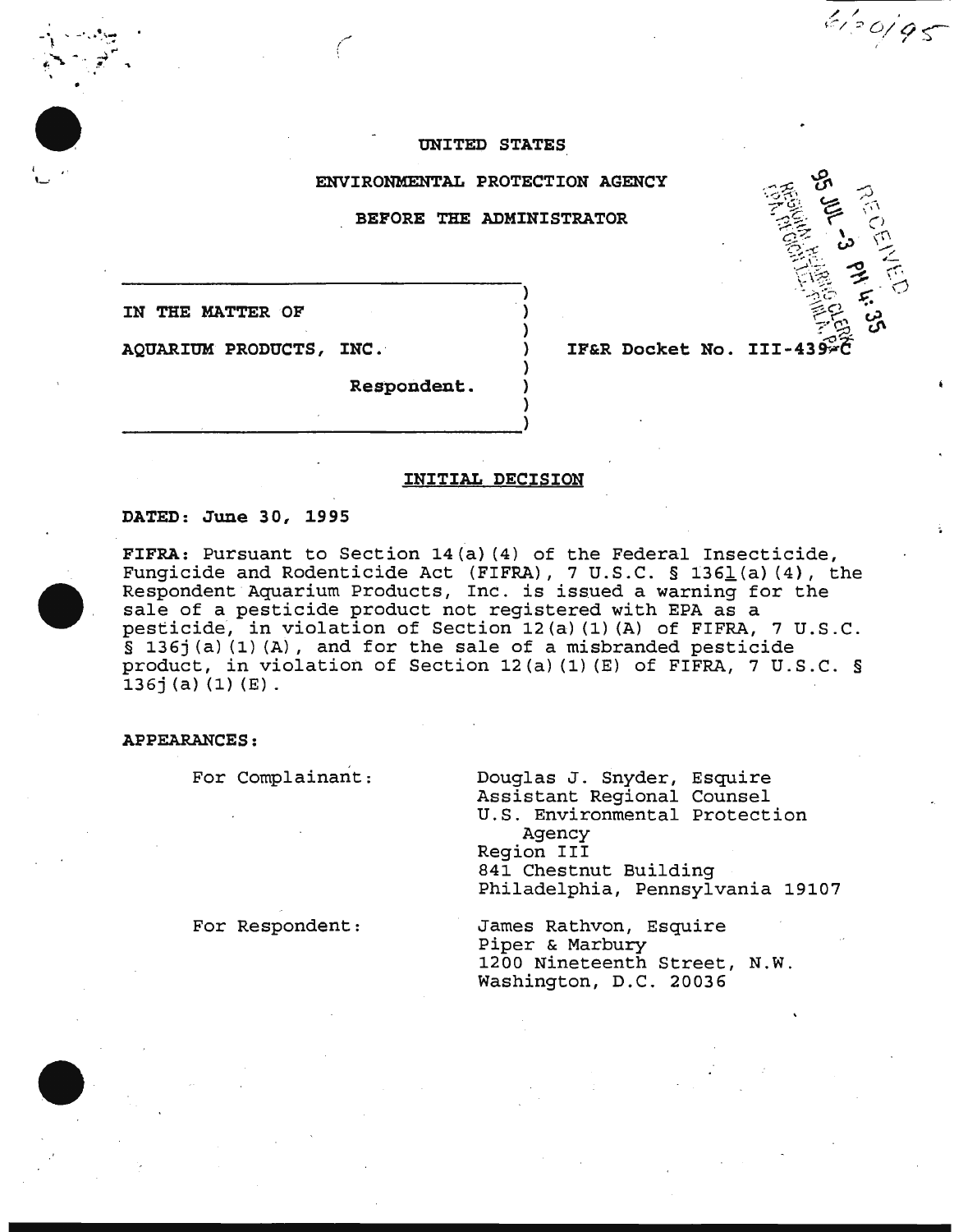# UNITED STATES

## ENVIRONMENTAL PROTECTION AGENCY

## BEFORE THE ADMINISTRATOR

IN THE MATTER OF

AQUARIUM PRODUCTS, INC.

Respondent.

IF&R Docket No. III-439-C

## INITIAL DECISION

**DATED: June 30, 1995**

**FIFRA**: Pursuant to Section 14(a)(4) of the Federal Insecticide, Fungicide and Rodenticide Act (FIFRA), 7 U.S.C. § 136l(a)(4), the Respondent Aquarium Products, Inc. is issued a warning for the sale of a pesticide product not registered with EPA as a pesticide, in violation of Section 12(a)(1)(A) of FIFRA, 7 U.S.C. § 136j(a)(1)(A), and for the sale of a misbranded pesticide product, in violation of Section 12(a)(1)(E) of FIFRA, 7 U.S.C. § 136j(a)(1)(E).

**APPEARANCES:**

For Complainant:

Douglas J. Snyder, Esquire
Assistant Regional Counsel
U.S. Environmental Protection Agency
Region III
841 Chestnut Building
Philadelphia, Pennsylvania 19107

For Respondent:

James Rathvon, Esquire
Piper & Marbury
1200 Nineteenth Street, N.W.
Washington, D.C. 20036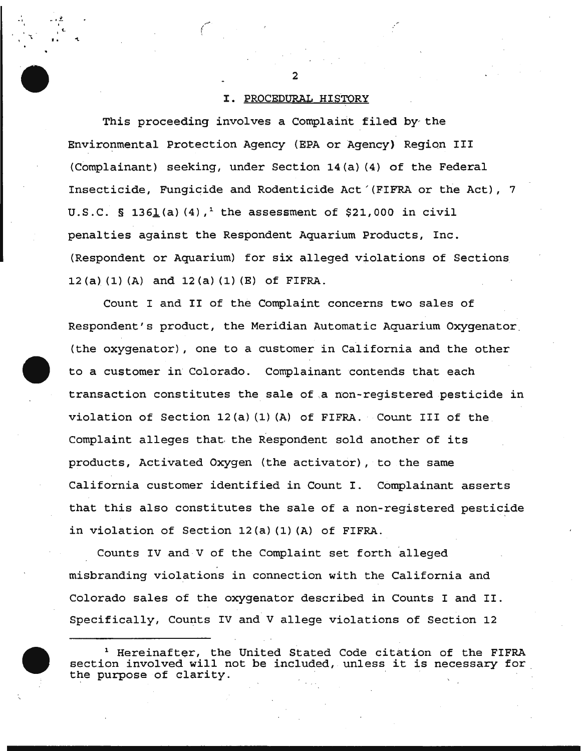## I. PROCEDURAL HISTORY

This proceeding involves a Complaint filed by the Environmental Protection Agency (EPA or Agency) Region III (Complainant) seeking, under Section 14(a)(4) of the Federal Insecticide, Fungicide and Rodenticide Act (FIFRA or the Act), 7 U.S.C. § 136l(a)(4),[1] the assessment of $21,000 in civil penalties against the Respondent Aquarium Products, Inc. (Respondent or Aquarium) for six alleged violations of Sections 12(a)(1)(A) and 12(a)(1)(E) of FIFRA.

Count I and II of the Complaint concerns two sales of Respondent's product, the Meridian Automatic Aquarium Oxygenator (the oxygenator), one to a customer in California and the other to a customer in Colorado. Complainant contends that each transaction constitutes the sale of a non-registered pesticide in violation of Section 12(a)(1)(A) of FIFRA. Count III of the Complaint alleges that the Respondent sold another of its products, Activated Oxygen (the activator), to the same California customer identified in Count I. Complainant asserts that this also constitutes the sale of a non-registered pesticide in violation of Section 12(a)(1)(A) of FIFRA.

Counts IV and V of the Complaint set forth alleged misbranding violations in connection with the California and Colorado sales of the oxygenator described in Counts I and II. Specifically, Counts IV and V allege violations of Section 12

---

[1] Hereinafter, the United Stated Code citation of the FIFRA section involved will not be included, unless it is necessary for the purpose of clarity.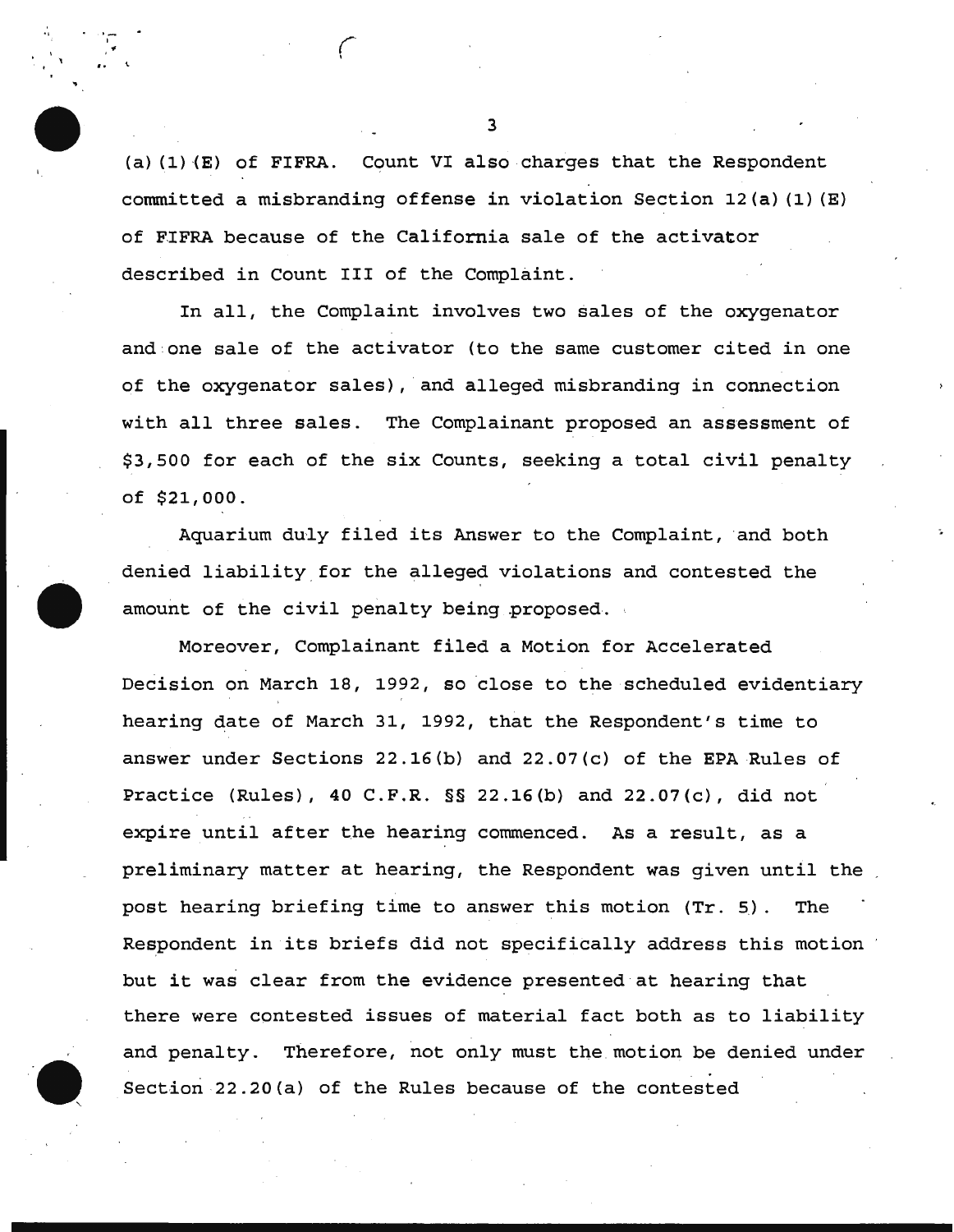(a)(1)(E) of FIFRA. Count VI also charges that the Respondent committed a misbranding offense in violation Section 12(a)(1)(E) of FIFRA because of the California sale of the activator described in Count III of the Complaint.

In all, the Complaint involves two sales of the oxygenator and one sale of the activator (to the same customer cited in one of the oxygenator sales), and alleged misbranding in connection with all three sales. The Complainant proposed an assessment of $3,500 for each of the six Counts, seeking a total civil penalty of $21,000.

Aquarium duly filed its Answer to the Complaint, and both denied liability for the alleged violations and contested the amount of the civil penalty being proposed.

Moreover, Complainant filed a Motion for Accelerated Decision on March 18, 1992, so close to the scheduled evidentiary hearing date of March 31, 1992, that the Respondent's time to answer under Sections 22.16(b) and 22.07(c) of the EPA Rules of Practice (Rules), 40 C.F.R. §§ 22.16(b) and 22.07(c), did not expire until after the hearing commenced. As a result, as a preliminary matter at hearing, the Respondent was given until the post hearing briefing time to answer this motion (Tr. 5). The Respondent in its briefs did not specifically address this motion but it was clear from the evidence presented at hearing that there were contested issues of material fact both as to liability and penalty. Therefore, not only must the motion be denied under Section 22.20(a) of the Rules because of the contested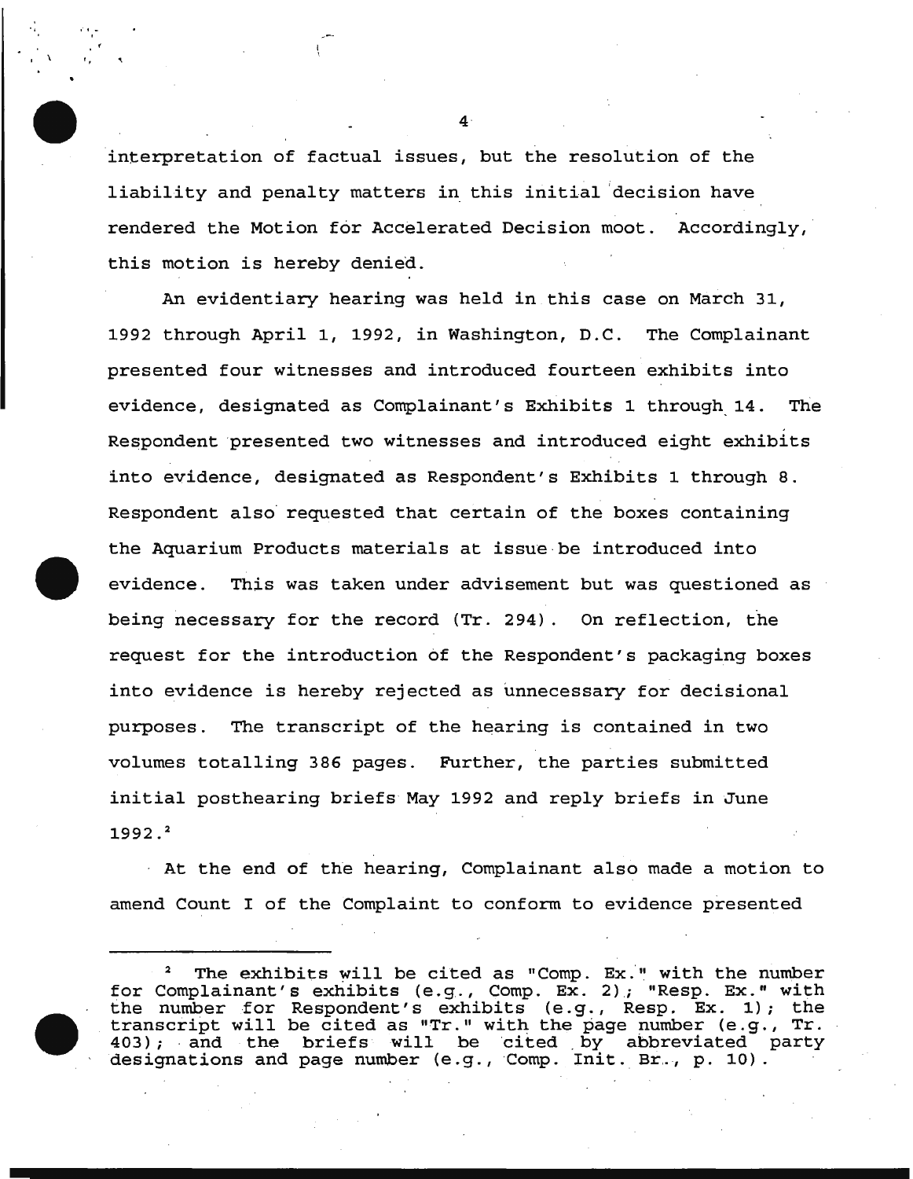interpretation of factual issues, but the resolution of the liability and penalty matters in this initial decision have rendered the Motion for Accelerated Decision moot. Accordingly, this motion is hereby denied.

An evidentiary hearing was held in this case on March 31, 1992 through April 1, 1992, in Washington, D.C. The Complainant presented four witnesses and introduced fourteen exhibits into evidence, designated as Complainant's Exhibits 1 through 14. The Respondent presented two witnesses and introduced eight exhibits into evidence, designated as Respondent's Exhibits 1 through 8. Respondent also requested that certain of the boxes containing the Aquarium Products materials at issue be introduced into evidence. This was taken under advisement but was questioned as being necessary for the record (Tr. 294). On reflection, the request for the introduction of the Respondent's packaging boxes into evidence is hereby rejected as unnecessary for decisional purposes. The transcript of the hearing is contained in two volumes totalling 386 pages. Further, the parties submitted initial posthearing briefs May 1992 and reply briefs in June 1992.[2]

At the end of the hearing, Complainant also made a motion to amend Count I of the Complaint to conform to evidence presented

---

[2] The exhibits will be cited as "Comp. Ex." with the number for Complainant's exhibits (e.g., Comp. Ex. 2); "Resp. Ex." with the number for Respondent's exhibits (e.g., Resp. Ex. 1); the transcript will be cited as "Tr." with the page number (e.g., Tr. 403); and the briefs will be cited by abbreviated party designations and page number (e.g., Comp. Init. Br., p. 10).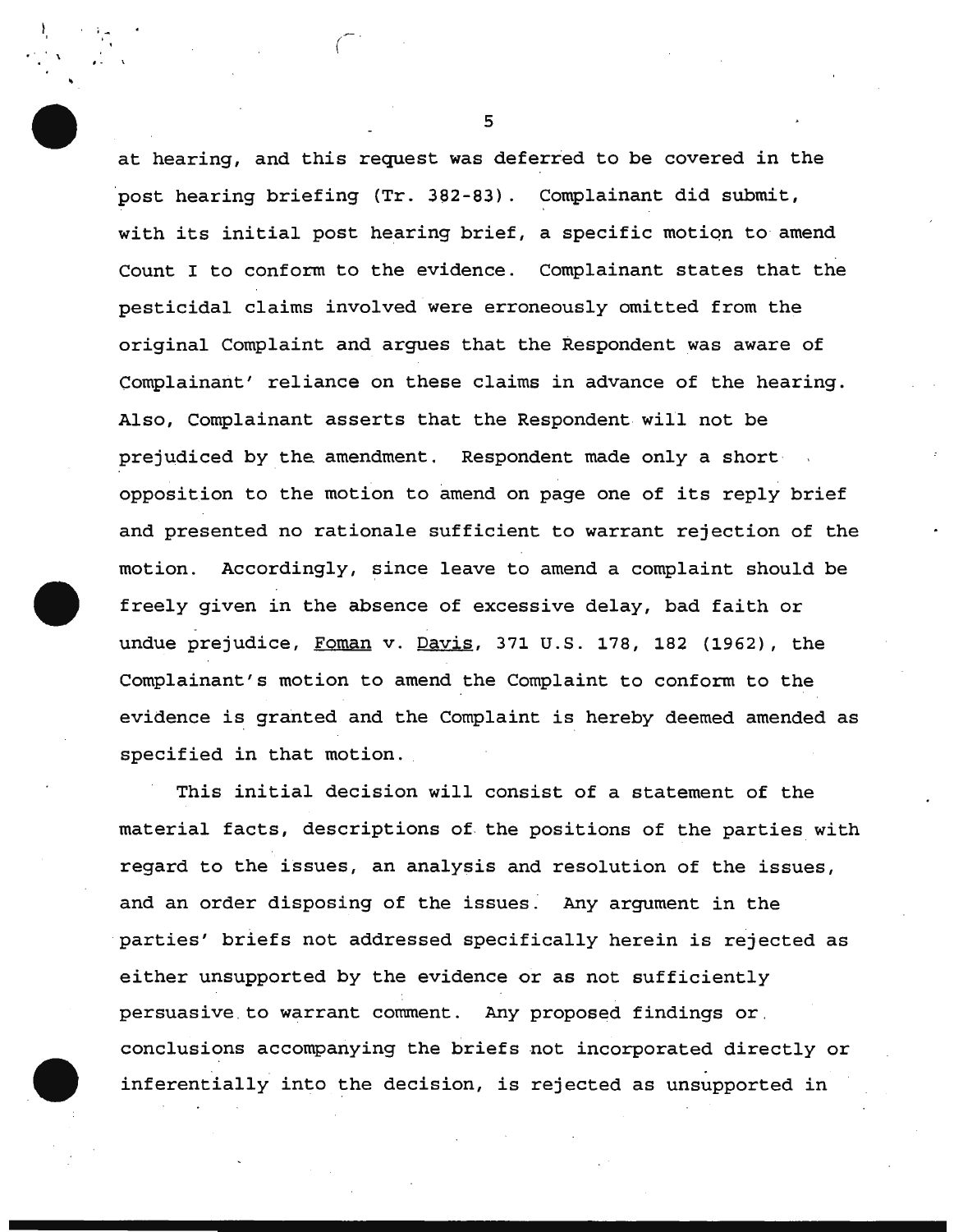at hearing, and this request was deferred to be covered in the post hearing briefing (Tr. 382-83). Complainant did submit, with its initial post hearing brief, a specific motion to amend Count I to conform to the evidence. Complainant states that the pesticidal claims involved were erroneously omitted from the original Complaint and argues that the Respondent was aware of Complainant' reliance on these claims in advance of the hearing. Also, Complainant asserts that the Respondent will not be prejudiced by the amendment. Respondent made only a short opposition to the motion to amend on page one of its reply brief and presented no rationale sufficient to warrant rejection of the motion. Accordingly, since leave to amend a complaint should be freely given in the absence of excessive delay, bad faith or undue prejudice, Foman v. Davis, 371 U.S. 178, 182 (1962), the Complainant's motion to amend the Complaint to conform to the evidence is granted and the Complaint is hereby deemed amended as specified in that motion.

This initial decision will consist of a statement of the material facts, descriptions of the positions of the parties with regard to the issues, an analysis and resolution of the issues, and an order disposing of the issues. Any argument in the parties' briefs not addressed specifically herein is rejected as either unsupported by the evidence or as not sufficiently persuasive to warrant comment. Any proposed findings or conclusions accompanying the briefs not incorporated directly or inferentially into the decision, is rejected as unsupported in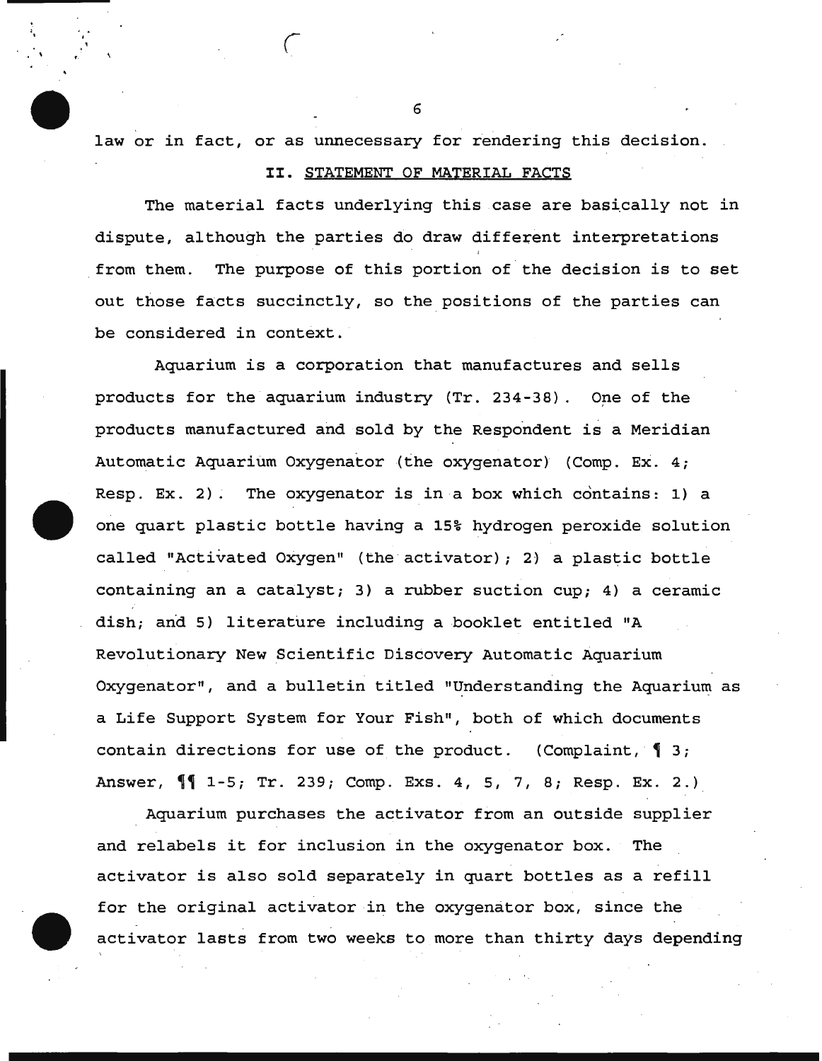law or in fact, or as unnecessary for rendering this decision.

## II. STATEMENT OF MATERIAL FACTS

The material facts underlying this case are basically not in dispute, although the parties do draw different interpretations from them. The purpose of this portion of the decision is to set out those facts succinctly, so the positions of the parties can be considered in context.

Aquarium is a corporation that manufactures and sells products for the aquarium industry (Tr. 234-38). One of the products manufactured and sold by the Respondent is a Meridian Automatic Aquarium Oxygenator (the oxygenator) (Comp. Ex. 4; Resp. Ex. 2). The oxygenator is in a box which contains: 1) a one quart plastic bottle having a 15% hydrogen peroxide solution called "Activated Oxygen" (the activator); 2) a plastic bottle containing an a catalyst; 3) a rubber suction cup; 4) a ceramic dish; and 5) literature including a booklet entitled "A Revolutionary New Scientific Discovery Automatic Aquarium Oxygenator", and a bulletin titled "Understanding the Aquarium as a Life Support System for Your Fish", both of which documents contain directions for use of the product. (Complaint, ¶ 3; Answer, ¶¶ 1-5; Tr. 239; Comp. Exs. 4, 5, 7, 8; Resp. Ex. 2.)

Aquarium purchases the activator from an outside supplier and relabels it for inclusion in the oxygenator box. The activator is also sold separately in quart bottles as a refill for the original activator in the oxygenator box, since the activator lasts from two weeks to more than thirty days depending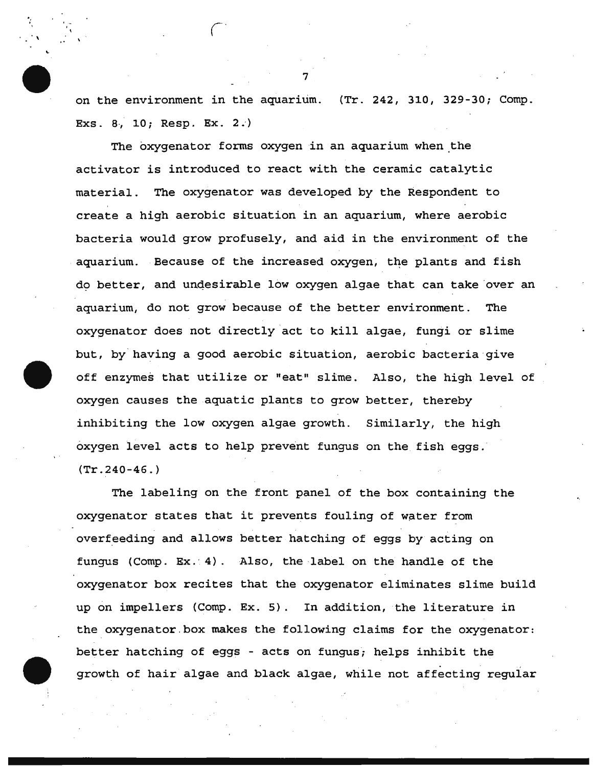on the environment in the aquarium. (Tr. 242, 310, 329-30; Comp. Exs. 8, 10; Resp. Ex. 2.)

The oxygenator forms oxygen in an aquarium when the activator is introduced to react with the ceramic catalytic material. The oxygenator was developed by the Respondent to create a high aerobic situation in an aquarium, where aerobic bacteria would grow profusely, and aid in the environment of the aquarium. Because of the increased oxygen, the plants and fish do better, and undesirable low oxygen algae that can take over an aquarium, do not grow because of the better environment. The oxygenator does not directly act to kill algae, fungi or slime but, by having a good aerobic situation, aerobic bacteria give off enzymes that utilize or "eat" slime. Also, the high level of oxygen causes the aquatic plants to grow better, thereby inhibiting the low oxygen algae growth. Similarly, the high oxygen level acts to help prevent fungus on the fish eggs. (Tr.240-46.)

The labeling on the front panel of the box containing the oxygenator states that it prevents fouling of water from overfeeding and allows better hatching of eggs by acting on fungus (Comp. Ex. 4). Also, the label on the handle of the oxygenator box recites that the oxygenator eliminates slime build up on impellers (Comp. Ex. 5). In addition, the literature in the oxygenator box makes the following claims for the oxygenator: better hatching of eggs - acts on fungus; helps inhibit the growth of hair algae and black algae, while not affecting regular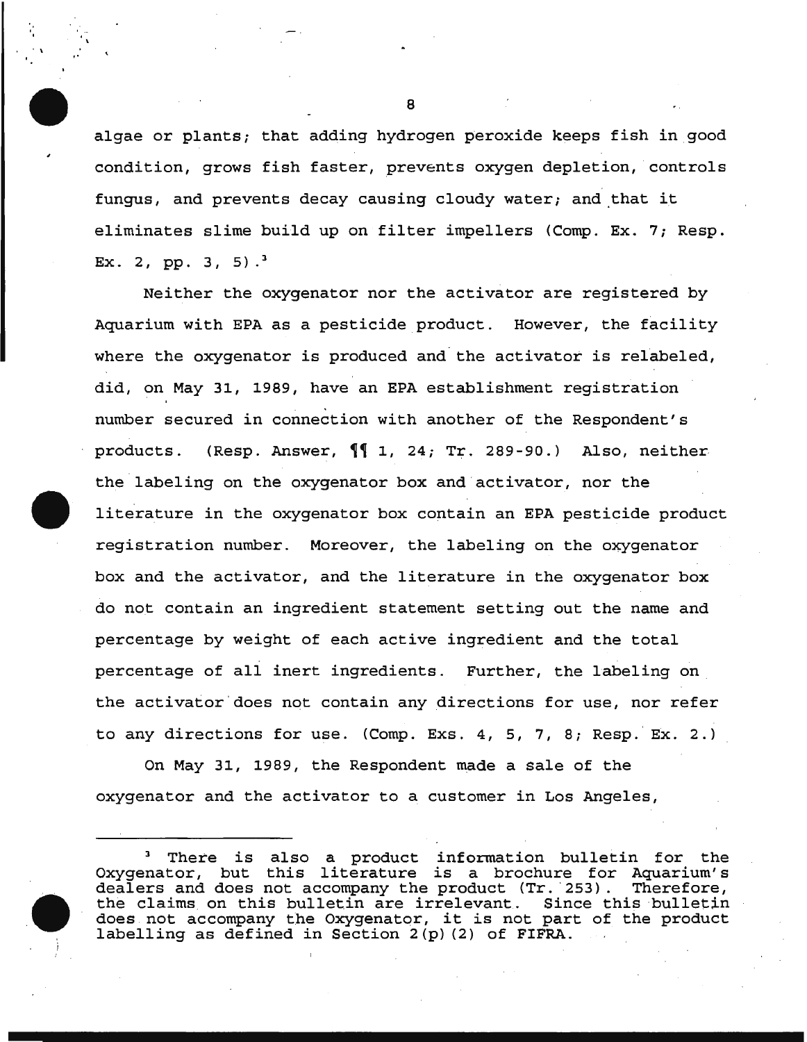algae or plants; that adding hydrogen peroxide keeps fish in good condition, grows fish faster, prevents oxygen depletion, controls fungus, and prevents decay causing cloudy water; and that it eliminates slime build up on filter impellers (Comp. Ex. 7; Resp. Ex. 2, pp. 3, 5).[3]

Neither the oxygenator nor the activator are registered by Aquarium with EPA as a pesticide product. However, the facility where the oxygenator is produced and the activator is relabeled, did, on May 31, 1989, have an EPA establishment registration number secured in connection with another of the Respondent's products. (Resp. Answer, ¶¶ 1, 24; Tr. 289-90.) Also, neither the labeling on the oxygenator box and activator, nor the literature in the oxygenator box contain an EPA pesticide product registration number. Moreover, the labeling on the oxygenator box and the activator, and the literature in the oxygenator box do not contain an ingredient statement setting out the name and percentage by weight of each active ingredient and the total percentage of all inert ingredients. Further, the labeling on the activator does not contain any directions for use, nor refer to any directions for use. (Comp. Exs. 4, 5, 7, 8; Resp. Ex. 2.)

On May 31, 1989, the Respondent made a sale of the oxygenator and the activator to a customer in Los Angeles,

---

[3] There is also a product information bulletin for the Oxygenator, but this literature is a brochure for Aquarium's dealers and does not accompany the product (Tr. 253). Therefore, the claims on this bulletin are irrelevant. Since this bulletin does not accompany the Oxygenator, it is not part of the product labelling as defined in Section 2(p)(2) of FIFRA.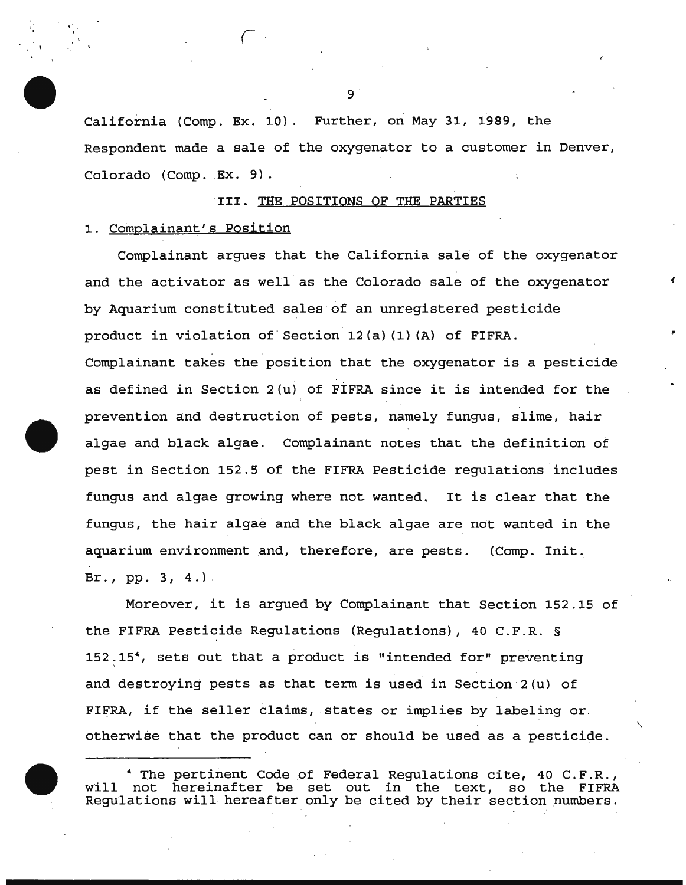California (Comp. Ex. 10). Further, on May 31, 1989, the Respondent made a sale of the oxygenator to a customer in Denver, Colorado (Comp. Ex. 9).

## III. THE POSITIONS OF THE PARTIES

### 1. Complainant's Position

Complainant argues that the California sale of the oxygenator and the activator as well as the Colorado sale of the oxygenator by Aquarium constituted sales of an unregistered pesticide product in violation of Section 12(a)(1)(A) of FIFRA. Complainant takes the position that the oxygenator is a pesticide as defined in Section 2(u) of FIFRA since it is intended for the prevention and destruction of pests, namely fungus, slime, hair algae and black algae. Complainant notes that the definition of pest in Section 152.5 of the FIFRA Pesticide regulations includes fungus and algae growing where not wanted. It is clear that the fungus, the hair algae and the black algae are not wanted in the aquarium environment and, therefore, are pests. (Comp. Init. Br., pp. 3, 4.)

Moreover, it is argued by Complainant that Section 152.15 of the FIFRA Pesticide Regulations (Regulations), 40 C.F.R. § 152.15[4], sets out that a product is "intended for" preventing and destroying pests as that term is used in Section 2(u) of FIFRA, if the seller claims, states or implies by labeling or otherwise that the product can or should be used as a pesticide.

---

[4] The pertinent Code of Federal Regulations cite, 40 C.F.R., will not hereinafter be set out in the text, so the FIFRA Regulations will hereafter only be cited by their section numbers.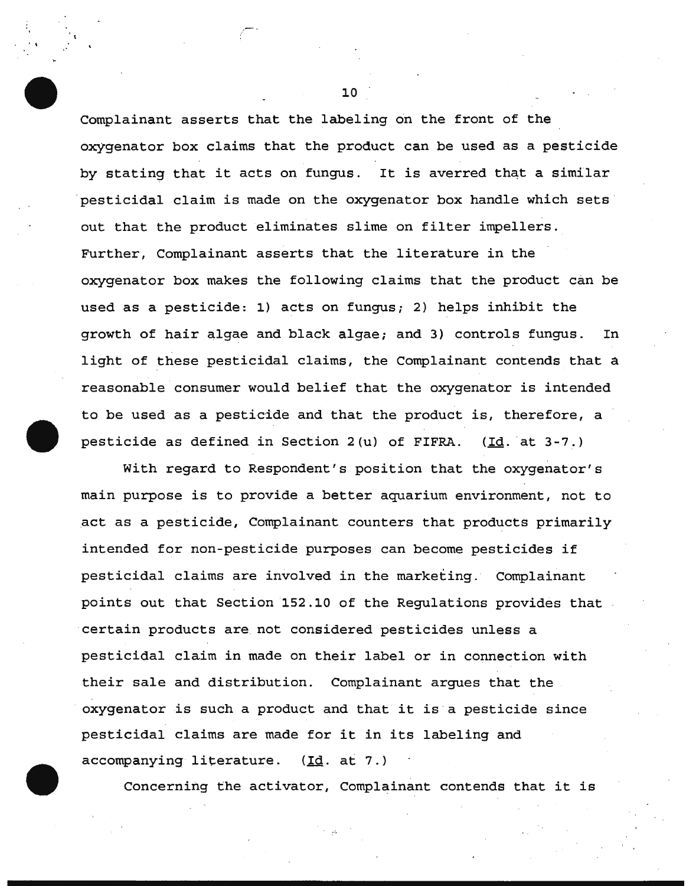Complainant asserts that the labeling on the front of the oxygenator box claims that the product can be used as a pesticide by stating that it acts on fungus. It is averred that a similar pesticidal claim is made on the oxygenator box handle which sets out that the product eliminates slime on filter impellers. Further, Complainant asserts that the literature in the oxygenator box makes the following claims that the product can be used as a pesticide: 1) acts on fungus; 2) helps inhibit the growth of hair algae and black algae; and 3) controls fungus. In light of these pesticidal claims, the Complainant contends that a reasonable consumer would belief that the oxygenator is intended to be used as a pesticide and that the product is, therefore, a pesticide as defined in Section 2(u) of FIFRA. (Id. at 3-7.)

With regard to Respondent's position that the oxygenator's main purpose is to provide a better aquarium environment, not to act as a pesticide, Complainant counters that products primarily intended for non-pesticide purposes can become pesticides if pesticidal claims are involved in the marketing. Complainant points out that Section 152.10 of the Regulations provides that certain products are not considered pesticides unless a pesticidal claim in made on their label or in connection with their sale and distribution. Complainant argues that the oxygenator is such a product and that it is a pesticide since pesticidal claims are made for it in its labeling and accompanying literature. (Id. at 7.)

Concerning the activator, Complainant contends that it is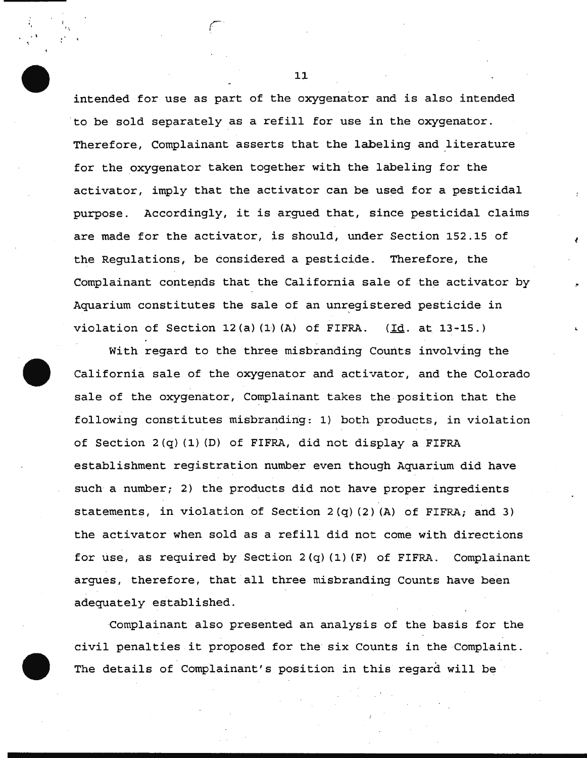intended for use as part of the oxygenator and is also intended to be sold separately as a refill for use in the oxygenator. Therefore, Complainant asserts that the labeling and literature for the oxygenator taken together with the labeling for the activator, imply that the activator can be used for a pesticidal purpose. Accordingly, it is argued that, since pesticidal claims are made for the activator, is should, under Section 152.15 of the Regulations, be considered a pesticide. Therefore, the Complainant contends that the California sale of the activator by Aquarium constitutes the sale of an unregistered pesticide in violation of Section 12(a)(1)(A) of FIFRA. (Id. at 13-15.)

With regard to the three misbranding Counts involving the California sale of the oxygenator and activator, and the Colorado sale of the oxygenator, Complainant takes the position that the following constitutes misbranding: 1) both products, in violation of Section 2(q)(1)(D) of FIFRA, did not display a FIFRA establishment registration number even though Aquarium did have such a number; 2) the products did not have proper ingredients statements, in violation of Section 2(q)(2)(A) of FIFRA; and 3) the activator when sold as a refill did not come with directions for use, as required by Section 2(q)(1)(F) of FIFRA. Complainant argues, therefore, that all three misbranding Counts have been adequately established.

Complainant also presented an analysis of the basis for the civil penalties it proposed for the six Counts in the Complaint. The details of Complainant's position in this regard will be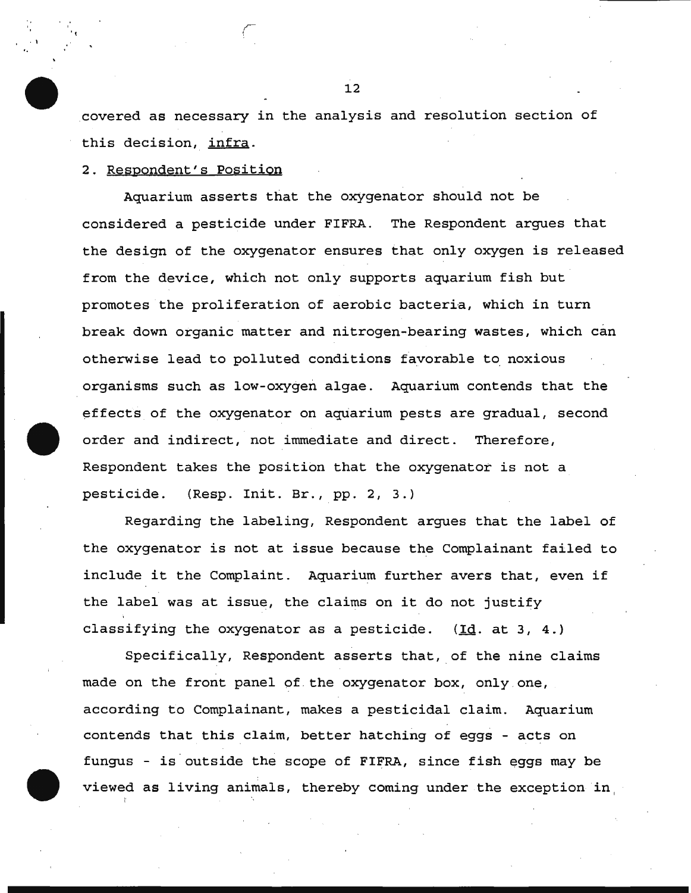covered as necessary in the analysis and resolution section of this decision, <u>infra</u>.

2. <u>Respondent's Position</u>

Aquarium asserts that the oxygenator should not be considered a pesticide under FIFRA. The Respondent argues that the design of the oxygenator ensures that only oxygen is released from the device, which not only supports aquarium fish but promotes the proliferation of aerobic bacteria, which in turn break down organic matter and nitrogen-bearing wastes, which can otherwise lead to polluted conditions favorable to noxious organisms such as low-oxygen algae. Aquarium contends that the effects of the oxygenator on aquarium pests are gradual, second order and indirect, not immediate and direct. Therefore, Respondent takes the position that the oxygenator is not a pesticide. (Resp. Init. Br., pp. 2, 3.)

Regarding the labeling, Respondent argues that the label of the oxygenator is not at issue because the Complainant failed to include it the Complaint. Aquarium further avers that, even if the label was at issue, the claims on it do not justify classifying the oxygenator as a pesticide. (<u>Id</u>. at 3, 4.)

Specifically, Respondent asserts that, of the nine claims made on the front panel of the oxygenator box, only one, according to Complainant, makes a pesticidal claim. Aquarium contends that this claim, better hatching of eggs - acts on fungus - is outside the scope of FIFRA, since fish eggs may be viewed as living animals, thereby coming under the exception in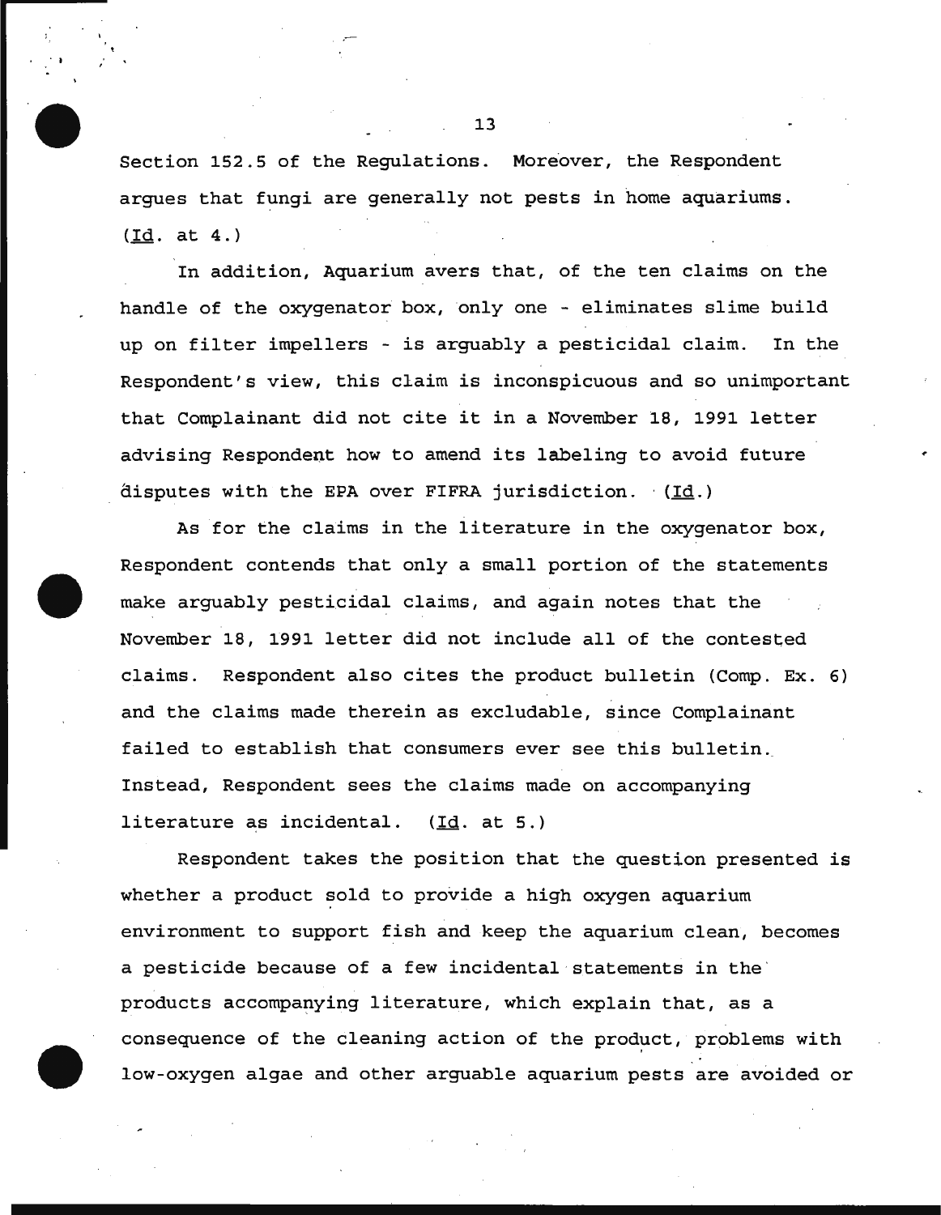Section 152.5 of the Regulations. Moreover, the Respondent argues that fungi are generally not pests in home aquariums. (Id. at 4.)

In addition, Aquarium avers that, of the ten claims on the handle of the oxygenator box, only one - eliminates slime build up on filter impellers - is arguably a pesticidal claim. In the Respondent's view, this claim is inconspicuous and so unimportant that Complainant did not cite it in a November 18, 1991 letter advising Respondent how to amend its labeling to avoid future disputes with the EPA over FIFRA jurisdiction. (Id.)

As for the claims in the literature in the oxygenator box, Respondent contends that only a small portion of the statements make arguably pesticidal claims, and again notes that the November 18, 1991 letter did not include all of the contested claims. Respondent also cites the product bulletin (Comp. Ex. 6) and the claims made therein as excludable, since Complainant failed to establish that consumers ever see this bulletin. Instead, Respondent sees the claims made on accompanying literature as incidental. (Id. at 5.)

Respondent takes the position that the question presented is whether a product sold to provide a high oxygen aquarium environment to support fish and keep the aquarium clean, becomes a pesticide because of a few incidental statements in the products accompanying literature, which explain that, as a consequence of the cleaning action of the product, problems with low-oxygen algae and other arguable aquarium pests are avoided or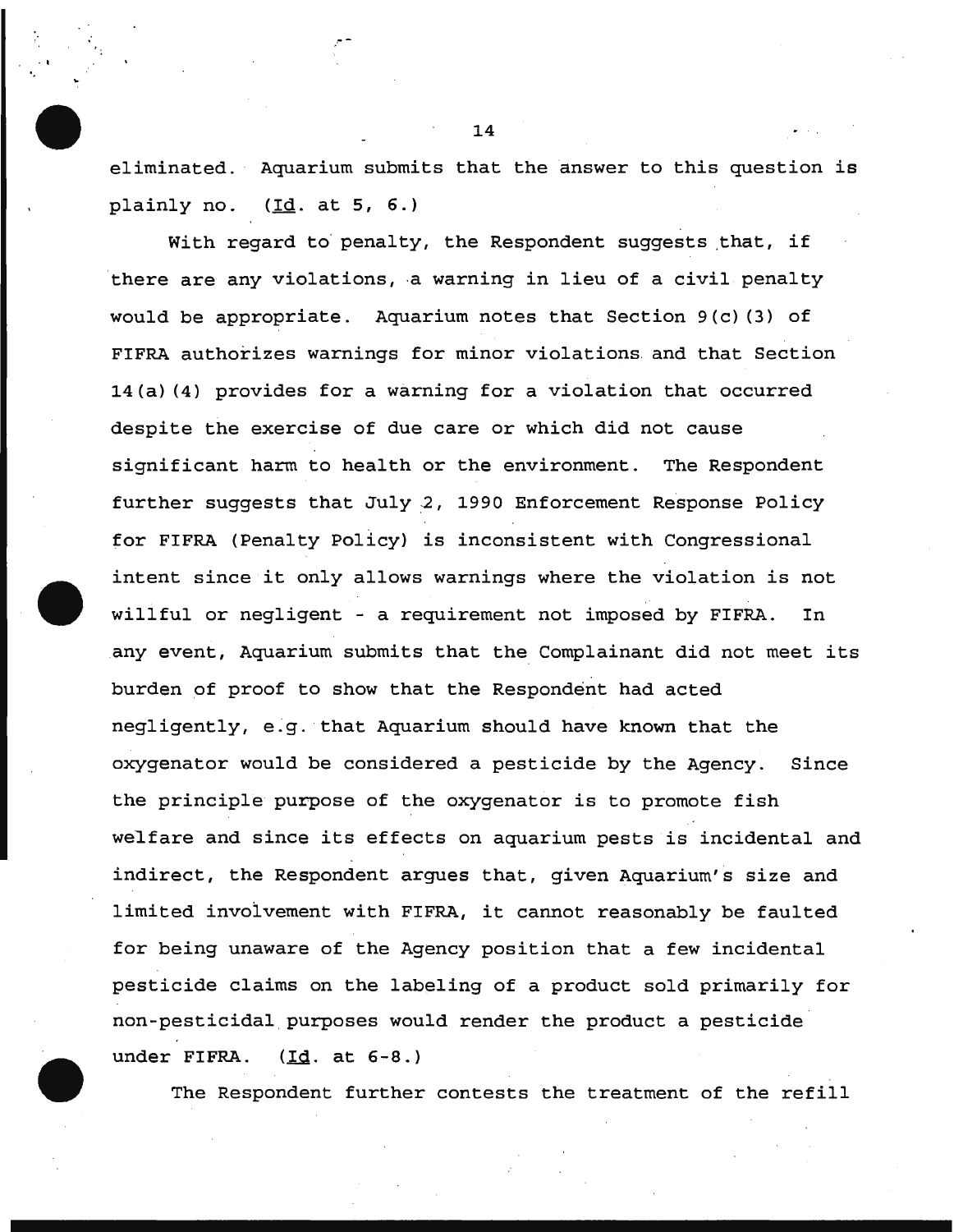eliminated. Aquarium submits that the answer to this question is plainly no. (Id. at 5, 6.)

With regard to penalty, the Respondent suggests that, if there are any violations, a warning in lieu of a civil penalty would be appropriate. Aquarium notes that Section 9(c)(3) of FIFRA authorizes warnings for minor violations and that Section 14(a)(4) provides for a warning for a violation that occurred despite the exercise of due care or which did not cause significant harm to health or the environment. The Respondent further suggests that July 2, 1990 Enforcement Response Policy for FIFRA (Penalty Policy) is inconsistent with Congressional intent since it only allows warnings where the violation is not willful or negligent - a requirement not imposed by FIFRA. In any event, Aquarium submits that the Complainant did not meet its burden of proof to show that the Respondent had acted negligently, e.g. that Aquarium should have known that the oxygenator would be considered a pesticide by the Agency. Since the principle purpose of the oxygenator is to promote fish welfare and since its effects on aquarium pests is incidental and indirect, the Respondent argues that, given Aquarium's size and limited involvement with FIFRA, it cannot reasonably be faulted for being unaware of the Agency position that a few incidental pesticide claims on the labeling of a product sold primarily for non-pesticidal purposes would render the product a pesticide under FIFRA. (Id. at 6-8.)

The Respondent further contests the treatment of the refill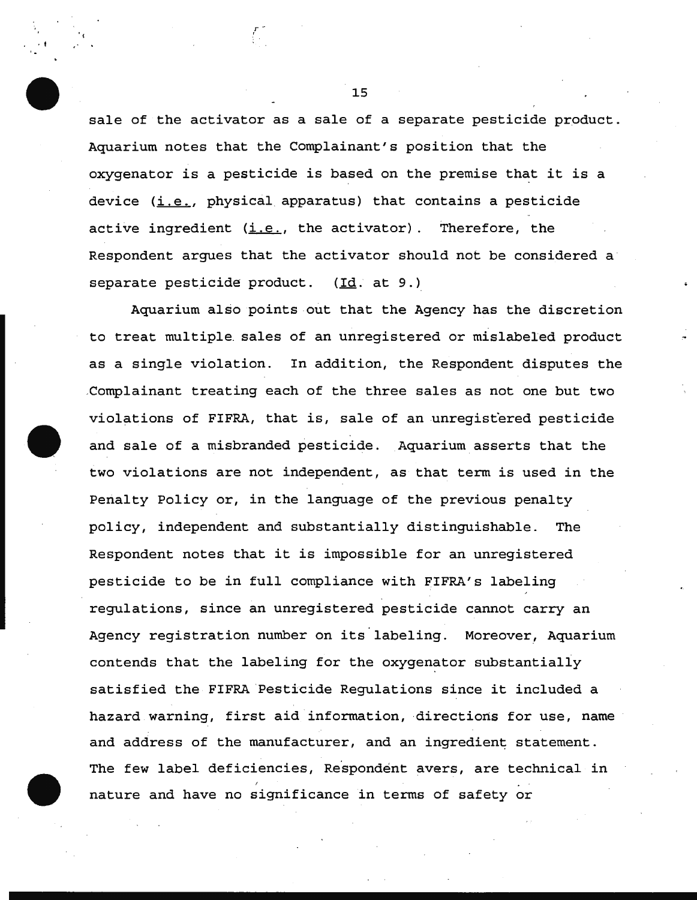sale of the activator as a sale of a separate pesticide product. Aquarium notes that the Complainant's position that the oxygenator is a pesticide is based on the premise that it is a device (i.e., physical apparatus) that contains a pesticide active ingredient (i.e., the activator). Therefore, the Respondent argues that the activator should not be considered a separate pesticide product. (Id. at 9.)

Aquarium also points out that the Agency has the discretion to treat multiple sales of an unregistered or mislabeled product as a single violation. In addition, the Respondent disputes the Complainant treating each of the three sales as not one but two violations of FIFRA, that is, sale of an unregistered pesticide and sale of a misbranded pesticide. Aquarium asserts that the two violations are not independent, as that term is used in the Penalty Policy or, in the language of the previous penalty policy, independent and substantially distinguishable. The Respondent notes that it is impossible for an unregistered pesticide to be in full compliance with FIFRA's labeling regulations, since an unregistered pesticide cannot carry an Agency registration number on its labeling. Moreover, Aquarium contends that the labeling for the oxygenator substantially satisfied the FIFRA Pesticide Regulations since it included a hazard warning, first aid information, directions for use, name and address of the manufacturer, and an ingredient statement. The few label deficiencies, Respondent avers, are technical in nature and have no significance in terms of safety or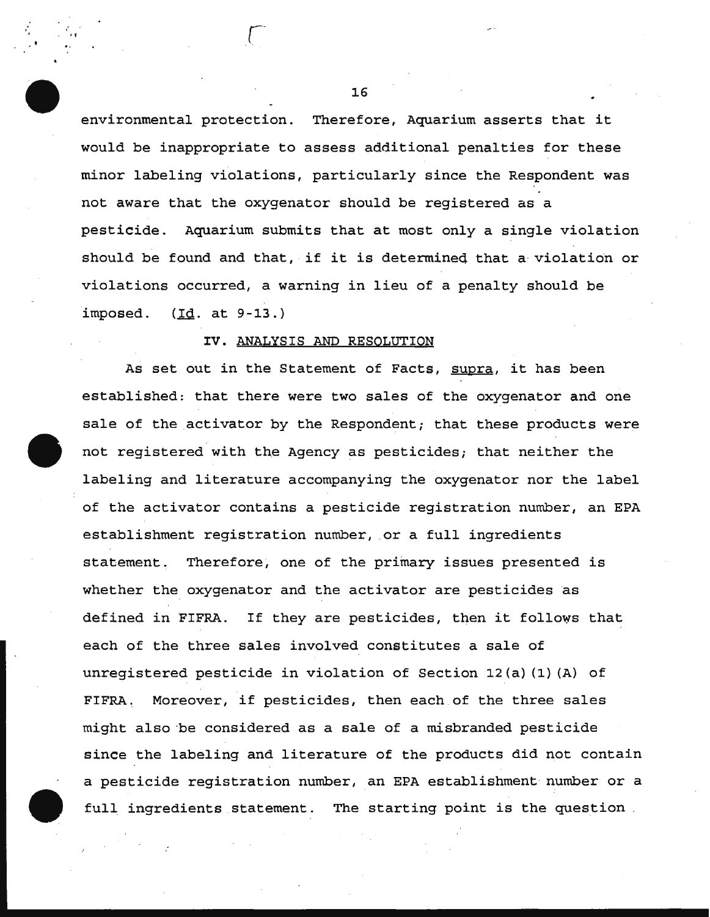environmental protection. Therefore, Aquarium asserts that it would be inappropriate to assess additional penalties for these minor labeling violations, particularly since the Respondent was not aware that the oxygenator should be registered as a pesticide. Aquarium submits that at most only a single violation should be found and that, if it is determined that a violation or violations occurred, a warning in lieu of a penalty should be imposed. (Id. at 9-13.)

## IV. ANALYSIS AND RESOLUTION

As set out in the Statement of Facts, supra, it has been established: that there were two sales of the oxygenator and one sale of the activator by the Respondent; that these products were not registered with the Agency as pesticides; that neither the labeling and literature accompanying the oxygenator nor the label of the activator contains a pesticide registration number, an EPA establishment registration number, or a full ingredients statement. Therefore, one of the primary issues presented is whether the oxygenator and the activator are pesticides as defined in FIFRA. If they are pesticides, then it follows that each of the three sales involved constitutes a sale of unregistered pesticide in violation of Section 12(a)(1)(A) of FIFRA. Moreover, if pesticides, then each of the three sales might also be considered as a sale of a misbranded pesticide since the labeling and literature of the products did not contain a pesticide registration number, an EPA establishment number or a full ingredients statement. The starting point is the question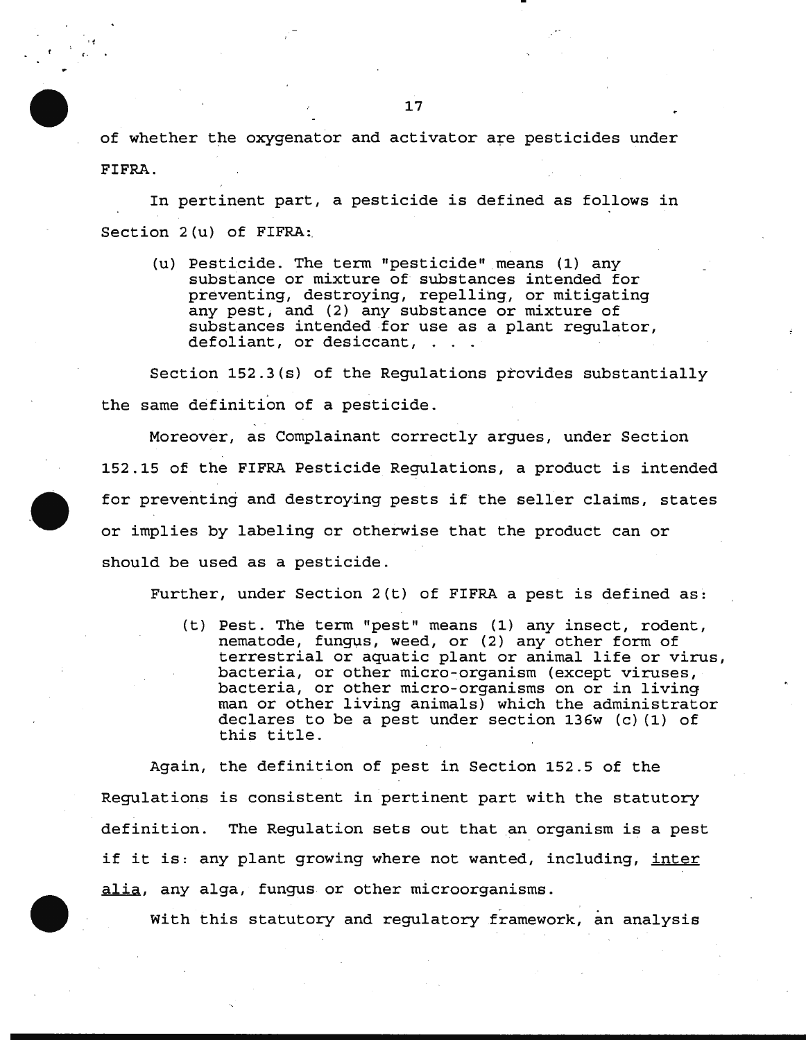of whether the oxygenator and activator are pesticides under FIFRA.

In pertinent part, a pesticide is defined as follows in Section 2(u) of FIFRA:

> (u) Pesticide. The term "pesticide" means (1) any substance or mixture of substances intended for preventing, destroying, repelling, or mitigating any pest, and (2) any substance or mixture of substances intended for use as a plant regulator, defoliant, or desiccant, . . .

Section 152.3(s) of the Regulations provides substantially the same definition of a pesticide.

Moreover, as Complainant correctly argues, under Section 152.15 of the FIFRA Pesticide Regulations, a product is intended for preventing and destroying pests if the seller claims, states or implies by labeling or otherwise that the product can or should be used as a pesticide.

Further, under Section 2(t) of FIFRA a pest is defined as:

> (t) Pest. The term "pest" means (1) any insect, rodent, nematode, fungus, weed, or (2) any other form of terrestrial or aquatic plant or animal life or virus, bacteria, or other micro-organism (except viruses, bacteria, or other micro-organisms on or in living man or other living animals) which the administrator declares to be a pest under section 136w (c)(1) of this title.

Again, the definition of pest in Section 152.5 of the Regulations is consistent in pertinent part with the statutory definition. The Regulation sets out that an organism is a pest if it is: any plant growing where not wanted, including, <u>inter alia</u>, any alga, fungus or other microorganisms.

With this statutory and regulatory framework, an analysis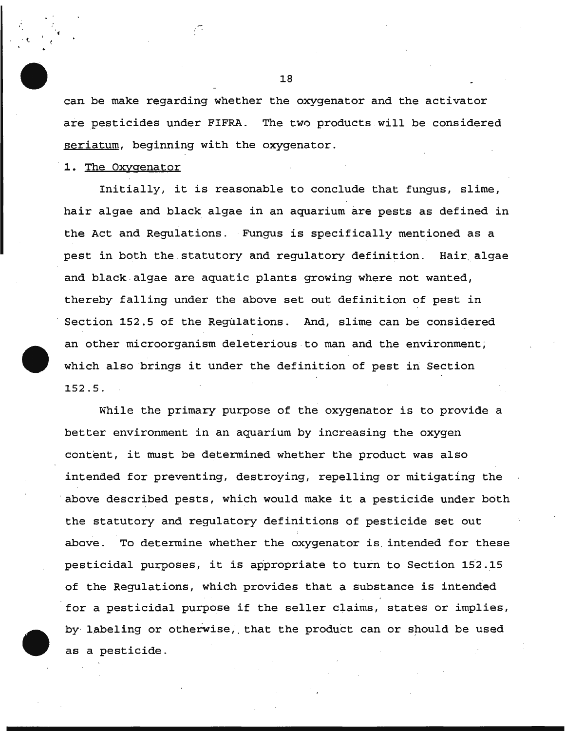can be make regarding whether the oxygenator and the activator are pesticides under FIFRA. The two products will be considered seriatum, beginning with the oxygenator.

1. The Oxygenator

Initially, it is reasonable to conclude that fungus, slime, hair algae and black algae in an aquarium are pests as defined in the Act and Regulations. Fungus is specifically mentioned as a pest in both the statutory and regulatory definition. Hair algae and black algae are aquatic plants growing where not wanted, thereby falling under the above set out definition of pest in Section 152.5 of the Regulations. And, slime can be considered an other microorganism deleterious to man and the environment, which also brings it under the definition of pest in Section 152.5.

While the primary purpose of the oxygenator is to provide a better environment in an aquarium by increasing the oxygen content, it must be determined whether the product was also intended for preventing, destroying, repelling or mitigating the above described pests, which would make it a pesticide under both the statutory and regulatory definitions of pesticide set out above. To determine whether the oxygenator is intended for these pesticidal purposes, it is appropriate to turn to Section 152.15 of the Regulations, which provides that a substance is intended for a pesticidal purpose if the seller claims, states or implies, by labeling or otherwise, that the product can or should be used as a pesticide.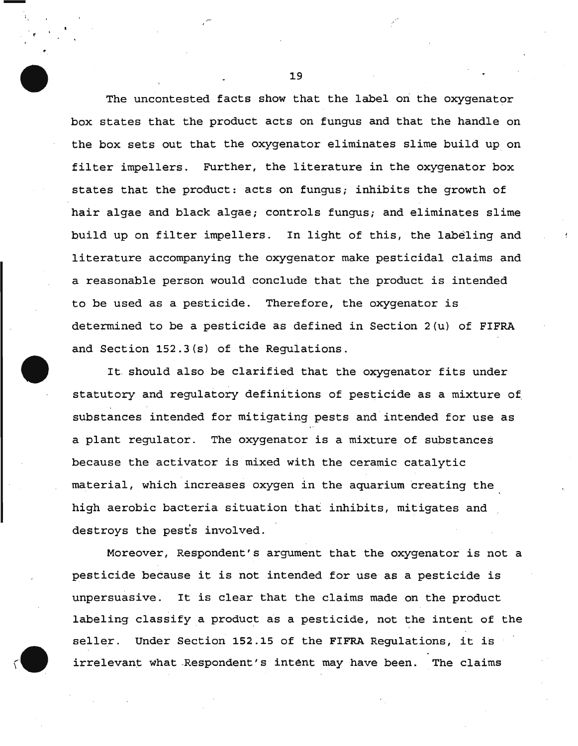The uncontested facts show that the label on the oxygenator box states that the product acts on fungus and that the handle on the box sets out that the oxygenator eliminates slime build up on filter impellers. Further, the literature in the oxygenator box states that the product: acts on fungus; inhibits the growth of hair algae and black algae; controls fungus; and eliminates slime build up on filter impellers. In light of this, the labeling and literature accompanying the oxygenator make pesticidal claims and a reasonable person would conclude that the product is intended to be used as a pesticide. Therefore, the oxygenator is determined to be a pesticide as defined in Section 2(u) of FIFRA and Section 152.3(s) of the Regulations.

It should also be clarified that the oxygenator fits under statutory and regulatory definitions of pesticide as a mixture of substances intended for mitigating pests and intended for use as a plant regulator. The oxygenator is a mixture of substances because the activator is mixed with the ceramic catalytic material, which increases oxygen in the aquarium creating the high aerobic bacteria situation that inhibits, mitigates and destroys the pests involved.

Moreover, Respondent's argument that the oxygenator is not a pesticide because it is not intended for use as a pesticide is unpersuasive. It is clear that the claims made on the product labeling classify a product as a pesticide, not the intent of the seller. Under Section 152.15 of the FIFRA Regulations, it is irrelevant what Respondent's intent may have been. The claims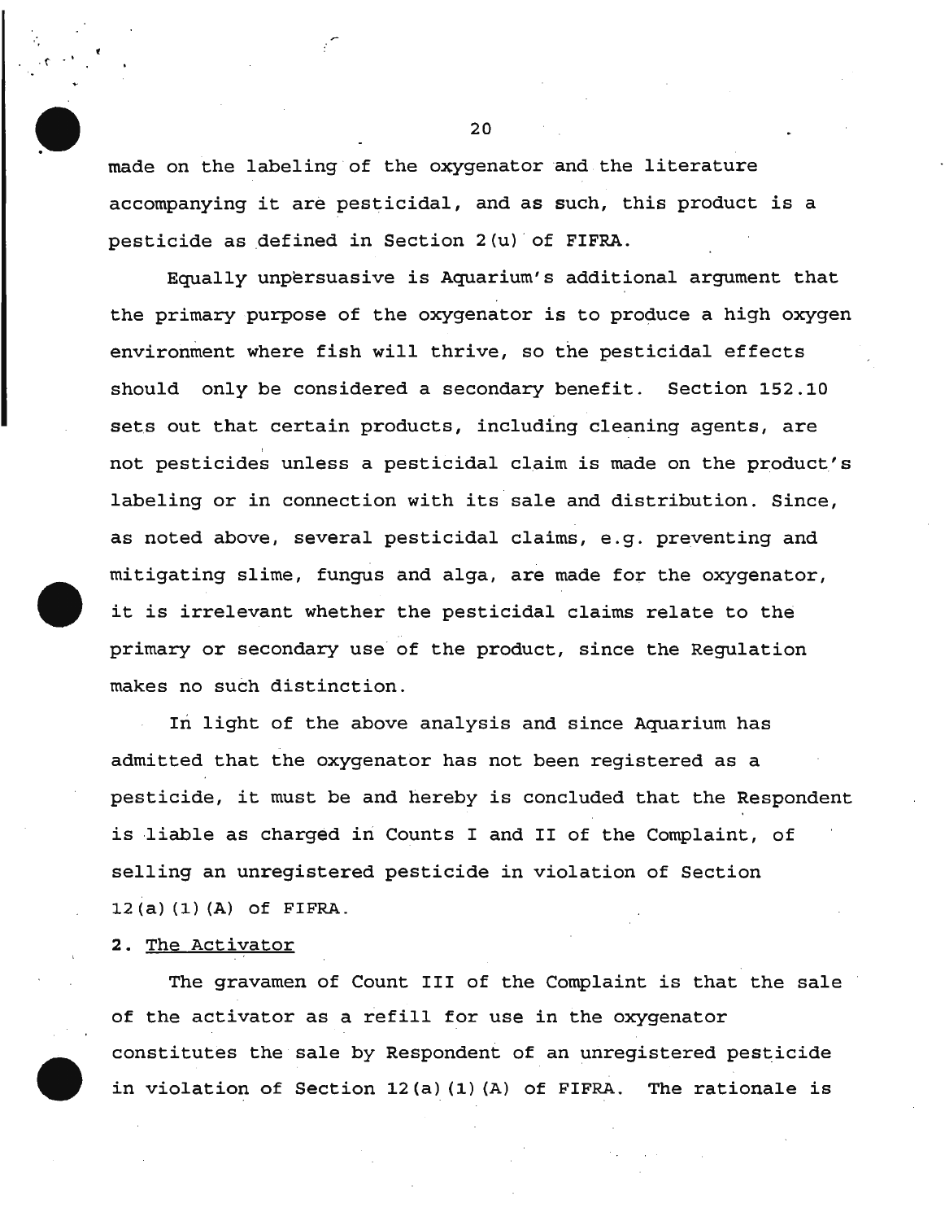made on the labeling of the oxygenator and the literature accompanying it are pesticidal, and as such, this product is a pesticide as defined in Section 2(u) of FIFRA.

Equally unpersuasive is Aquarium's additional argument that the primary purpose of the oxygenator is to produce a high oxygen environment where fish will thrive, so the pesticidal effects should only be considered a secondary benefit. Section 152.10 sets out that certain products, including cleaning agents, are not pesticides unless a pesticidal claim is made on the product's labeling or in connection with its sale and distribution. Since, as noted above, several pesticidal claims, e.g. preventing and mitigating slime, fungus and alga, are made for the oxygenator, it is irrelevant whether the pesticidal claims relate to the primary or secondary use of the product, since the Regulation makes no such distinction.

In light of the above analysis and since Aquarium has admitted that the oxygenator has not been registered as a pesticide, it must be and hereby is concluded that the Respondent is liable as charged in Counts I and II of the Complaint, of selling an unregistered pesticide in violation of Section 12(a)(1)(A) of FIFRA.

**2.** The Activator

The gravamen of Count III of the Complaint is that the sale of the activator as a refill for use in the oxygenator constitutes the sale by Respondent of an unregistered pesticide in violation of Section 12(a)(1)(A) of FIFRA. The rationale is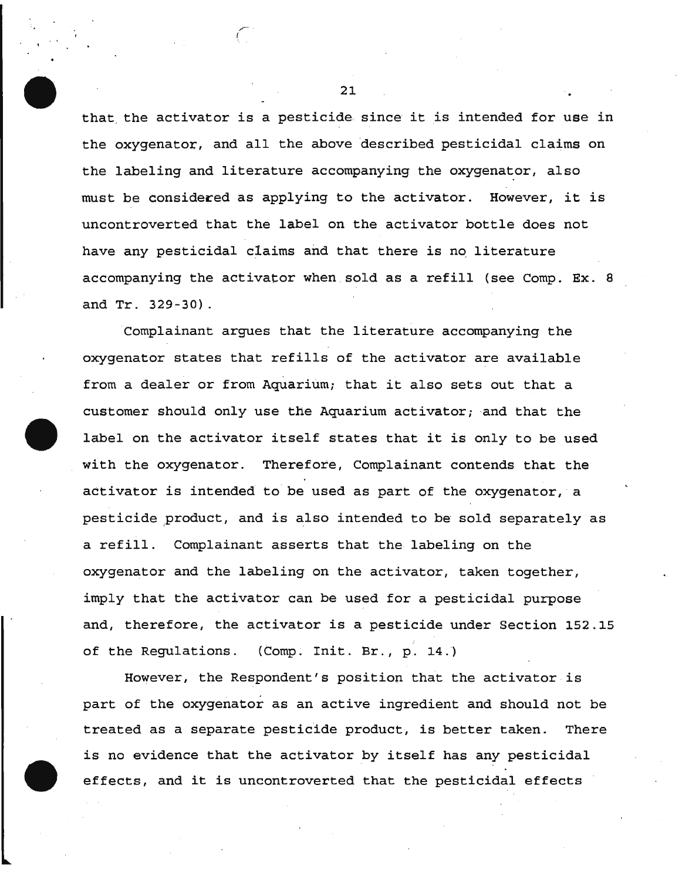that the activator is a pesticide since it is intended for use in the oxygenator, and all the above described pesticidal claims on the labeling and literature accompanying the oxygenator, also must be considered as applying to the activator. However, it is uncontroverted that the label on the activator bottle does not have any pesticidal claims and that there is no literature accompanying the activator when sold as a refill (see Comp. Ex. 8 and Tr. 329-30).

Complainant argues that the literature accompanying the oxygenator states that refills of the activator are available from a dealer or from Aquarium; that it also sets out that a customer should only use the Aquarium activator; and that the label on the activator itself states that it is only to be used with the oxygenator. Therefore, Complainant contends that the activator is intended to be used as part of the oxygenator, a pesticide product, and is also intended to be sold separately as a refill. Complainant asserts that the labeling on the oxygenator and the labeling on the activator, taken together, imply that the activator can be used for a pesticidal purpose and, therefore, the activator is a pesticide under Section 152.15 of the Regulations. (Comp. Init. Br., p. 14.)

However, the Respondent's position that the activator is part of the oxygenator as an active ingredient and should not be treated as a separate pesticide product, is better taken. There is no evidence that the activator by itself has any pesticidal effects, and it is uncontroverted that the pesticidal effects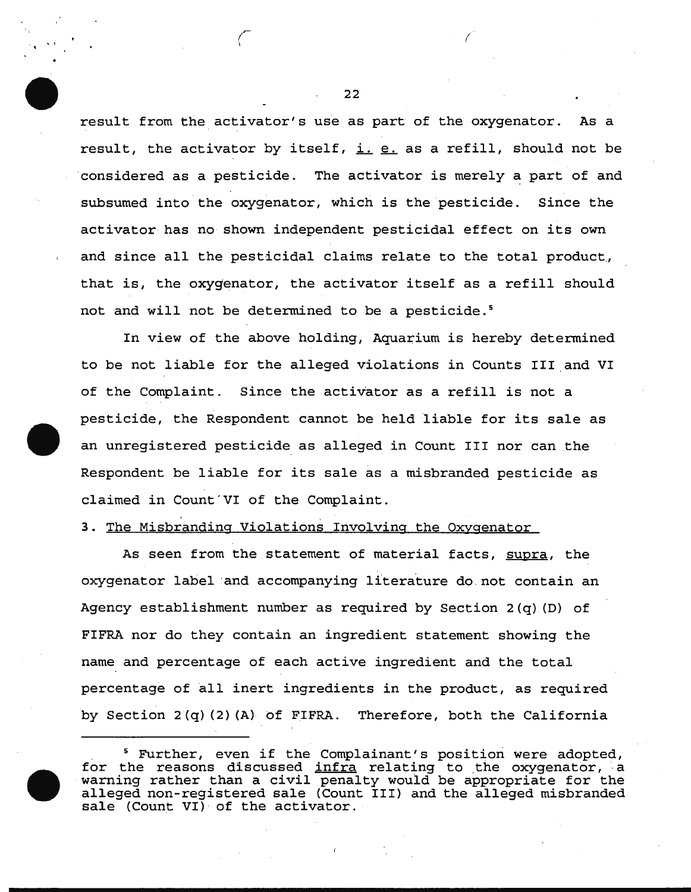result from the activator's use as part of the oxygenator. As a result, the activator by itself, i. e. as a refill, should not be considered as a pesticide. The activator is merely a part of and subsumed into the oxygenator, which is the pesticide. Since the activator has no shown independent pesticidal effect on its own and since all the pesticidal claims relate to the total product, that is, the oxygenator, the activator itself as a refill should not and will not be determined to be a pesticide.[5]

In view of the above holding, Aquarium is hereby determined to be not liable for the alleged violations in Counts III and VI of the Complaint. Since the activator as a refill is not a pesticide, the Respondent cannot be held liable for its sale as an unregistered pesticide as alleged in Count III nor can the Respondent be liable for its sale as a misbranded pesticide as claimed in Count VI of the Complaint.

3. The Misbranding Violations Involving the Oxygenator

As seen from the statement of material facts, supra, the oxygenator label and accompanying literature do not contain an Agency establishment number as required by Section 2(q)(D) of FIFRA nor do they contain an ingredient statement showing the name and percentage of each active ingredient and the total percentage of all inert ingredients in the product, as required by Section 2(q)(2)(A) of FIFRA. Therefore, both the California

[5] Further, even if the Complainant's position were adopted, for the reasons discussed infra relating to the oxygenator, a warning rather than a civil penalty would be appropriate for the alleged non-registered sale (Count III) and the alleged misbranded sale (Count VI) of the activator.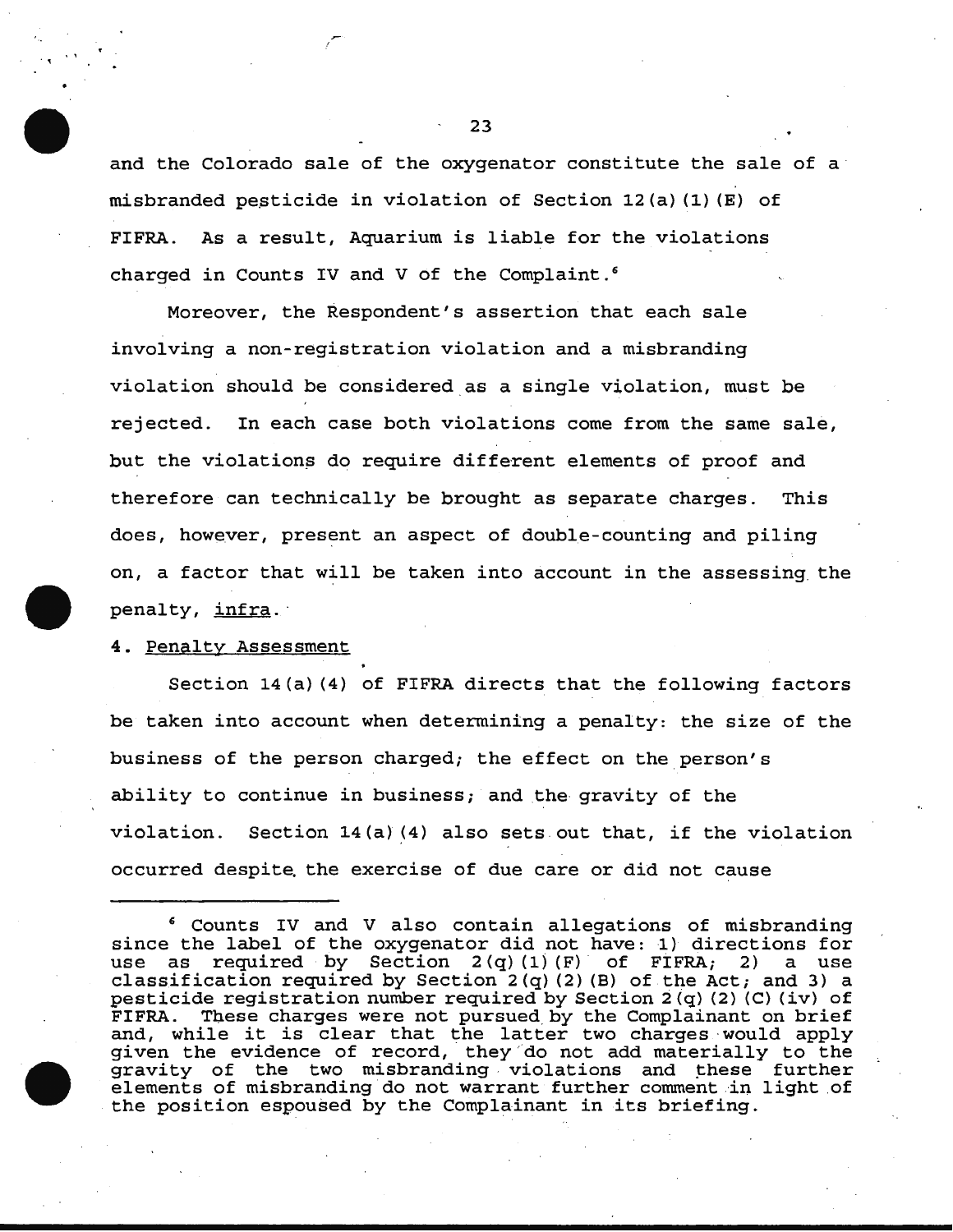and the Colorado sale of the oxygenator constitute the sale of a misbranded pesticide in violation of Section 12(a)(1)(E) of FIFRA. As a result, Aquarium is liable for the violations charged in Counts IV and V of the Complaint.[6]

Moreover, the Respondent's assertion that each sale involving a non-registration violation and a misbranding violation should be considered as a single violation, must be rejected. In each case both violations come from the same sale, but the violations do require different elements of proof and therefore can technically be brought as separate charges. This does, however, present an aspect of double-counting and piling on, a factor that will be taken into account in the assessing the penalty, <u>infra</u>.

4. <u>Penalty Assessment</u>

Section 14(a)(4) of FIFRA directs that the following factors be taken into account when determining a penalty: the size of the business of the person charged; the effect on the person's ability to continue in business; and the gravity of the violation. Section 14(a)(4) also sets out that, if the violation occurred despite the exercise of due care or did not cause

---

[6] Counts IV and V also contain allegations of misbranding since the label of the oxygenator did not have: 1) directions for use as required by Section 2(q)(1)(F) of FIFRA; 2) a use classification required by Section 2(q)(2)(B) of the Act; and 3) a pesticide registration number required by Section 2(q)(2)(C)(iv) of FIFRA. These charges were not pursued by the Complainant on brief and, while it is clear that the latter two charges would apply given the evidence of record, they do not add materially to the gravity of the two misbranding violations and these further elements of misbranding do not warrant further comment in light of the position espoused by the Complainant in its briefing.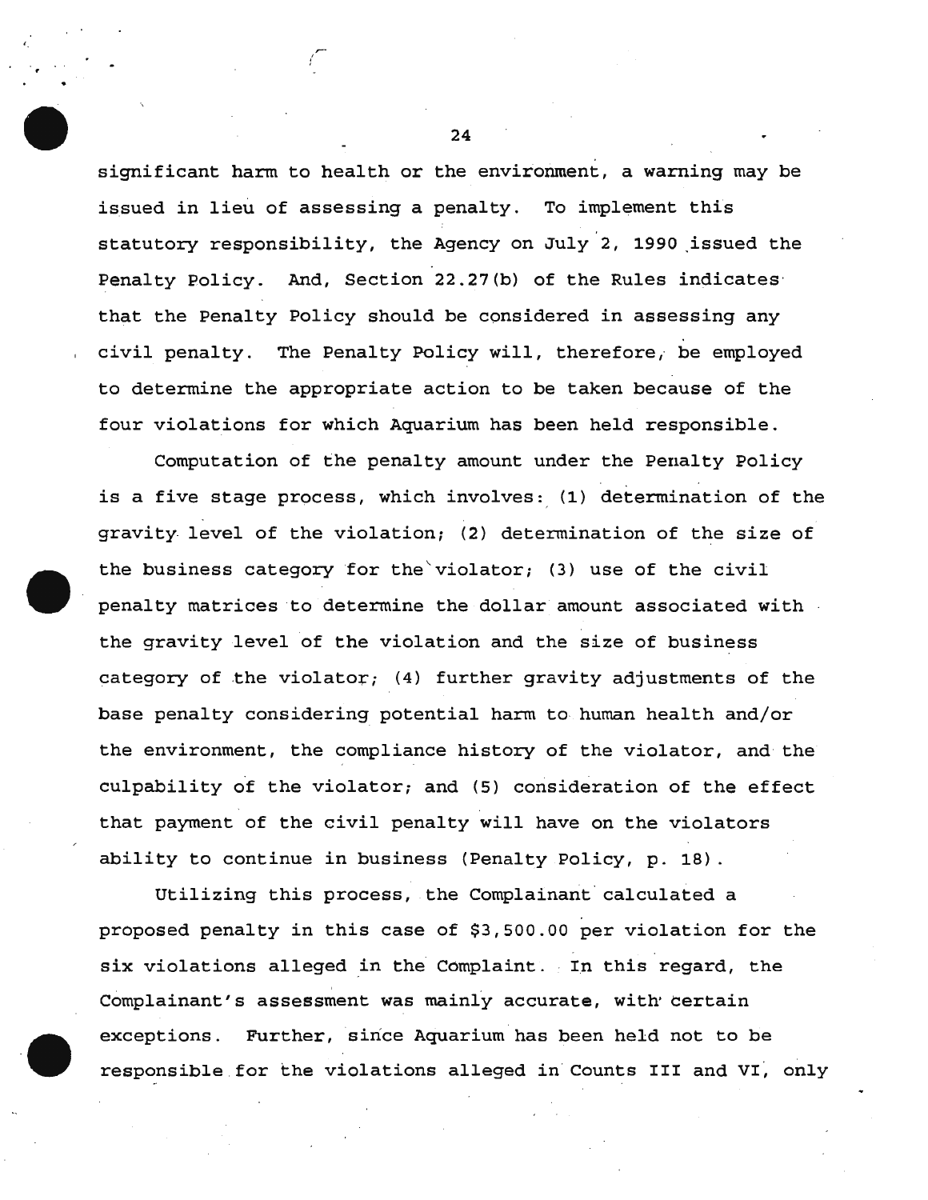significant harm to health or the environment, a warning may be issued in lieu of assessing a penalty. To implement this statutory responsibility, the Agency on July 2, 1990 issued the Penalty Policy. And, Section 22.27(b) of the Rules indicates that the Penalty Policy should be considered in assessing any civil penalty. The Penalty Policy will, therefore, be employed to determine the appropriate action to be taken because of the four violations for which Aquarium has been held responsible.

Computation of the penalty amount under the Penalty Policy is a five stage process, which involves: (1) determination of the gravity level of the violation; (2) determination of the size of the business category for the violator; (3) use of the civil penalty matrices to determine the dollar amount associated with the gravity level of the violation and the size of business category of the violator; (4) further gravity adjustments of the base penalty considering potential harm to human health and/or the environment, the compliance history of the violator, and the culpability of the violator; and (5) consideration of the effect that payment of the civil penalty will have on the violators ability to continue in business (Penalty Policy, p. 18).

Utilizing this process, the Complainant calculated a proposed penalty in this case of $3,500.00 per violation for the six violations alleged in the Complaint. In this regard, the Complainant's assessment was mainly accurate, with certain exceptions. Further, since Aquarium has been held not to be responsible for the violations alleged in Counts III and VI, only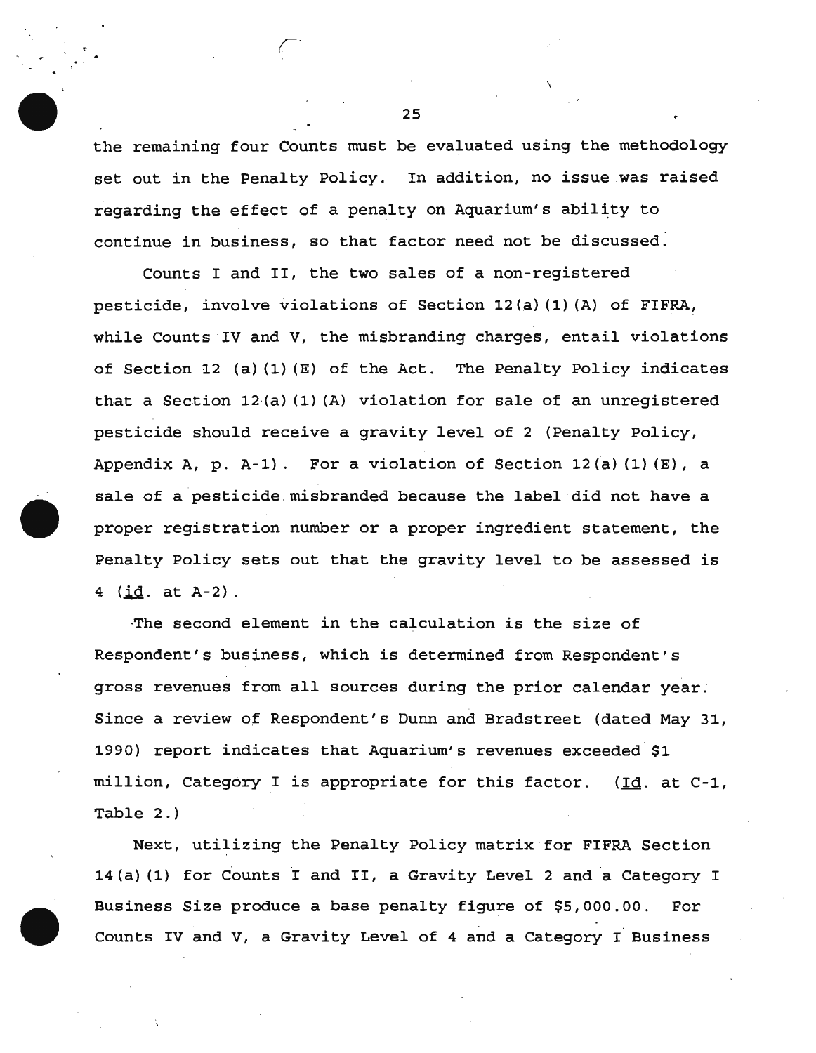the remaining four Counts must be evaluated using the methodology set out in the Penalty Policy. In addition, no issue was raised regarding the effect of a penalty on Aquarium's ability to continue in business, so that factor need not be discussed.

Counts I and II, the two sales of a non-registered pesticide, involve violations of Section 12(a)(1)(A) of FIFRA, while Counts IV and V, the misbranding charges, entail violations of Section 12 (a)(1)(E) of the Act. The Penalty Policy indicates that a Section 12(a)(1)(A) violation for sale of an unregistered pesticide should receive a gravity level of 2 (Penalty Policy, Appendix A, p. A-1). For a violation of Section 12(a)(1)(E), a sale of a pesticide misbranded because the label did not have a proper registration number or a proper ingredient statement, the Penalty Policy sets out that the gravity level to be assessed is 4 (id. at A-2).

The second element in the calculation is the size of Respondent's business, which is determined from Respondent's gross revenues from all sources during the prior calendar year. Since a review of Respondent's Dunn and Bradstreet (dated May 31, 1990) report indicates that Aquarium's revenues exceeded $1 million, Category I is appropriate for this factor. (Id. at C-1, Table 2.)

Next, utilizing the Penalty Policy matrix for FIFRA Section 14(a)(1) for Counts I and II, a Gravity Level 2 and a Category I Business Size produce a base penalty figure of $5,000.00. For Counts IV and V, a Gravity Level of 4 and a Category I Business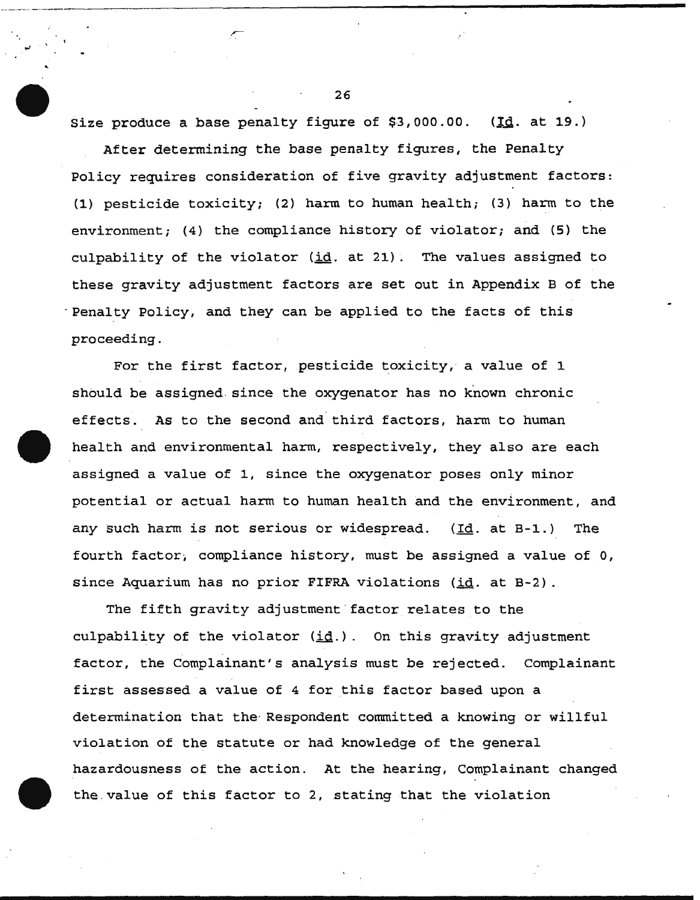Size produce a base penalty figure of $3,000.00. (Id. at 19.)

After determining the base penalty figures, the Penalty Policy requires consideration of five gravity adjustment factors: (1) pesticide toxicity; (2) harm to human health; (3) harm to the environment; (4) the compliance history of violator; and (5) the culpability of the violator (id. at 21). The values assigned to these gravity adjustment factors are set out in Appendix B of the Penalty Policy, and they can be applied to the facts of this proceeding.

For the first factor, pesticide toxicity, a value of 1 should be assigned since the oxygenator has no known chronic effects. As to the second and third factors, harm to human health and environmental harm, respectively, they also are each assigned a value of 1, since the oxygenator poses only minor potential or actual harm to human health and the environment, and any such harm is not serious or widespread. (Id. at B-1.) The fourth factor, compliance history, must be assigned a value of 0, since Aquarium has no prior FIFRA violations (id. at B-2).

The fifth gravity adjustment factor relates to the culpability of the violator (id.). On this gravity adjustment factor, the Complainant's analysis must be rejected. Complainant first assessed a value of 4 for this factor based upon a determination that the Respondent committed a knowing or willful violation of the statute or had knowledge of the general hazardousness of the action. At the hearing, Complainant changed the value of this factor to 2, stating that the violation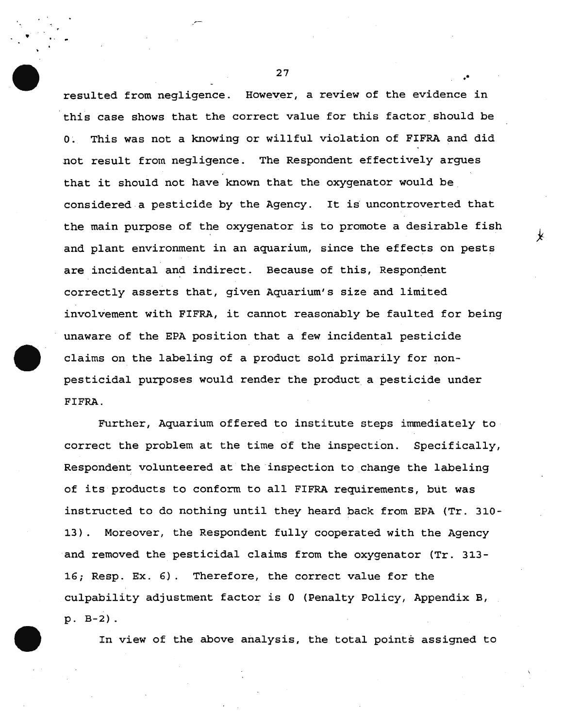resulted from negligence. However, a review of the evidence in this case shows that the correct value for this factor should be 0. This was not a knowing or willful violation of FIFRA and did not result from negligence. The Respondent effectively argues that it should not have known that the oxygenator would be considered a pesticide by the Agency. It is uncontroverted that the main purpose of the oxygenator is to promote a desirable fish and plant environment in an aquarium, since the effects on pests are incidental and indirect. Because of this, Respondent correctly asserts that, given Aquarium's size and limited involvement with FIFRA, it cannot reasonably be faulted for being unaware of the EPA position that a few incidental pesticide claims on the labeling of a product sold primarily for non-pesticidal purposes would render the product a pesticide under FIFRA.

Further, Aquarium offered to institute steps immediately to correct the problem at the time of the inspection. Specifically, Respondent volunteered at the inspection to change the labeling of its products to conform to all FIFRA requirements, but was instructed to do nothing until they heard back from EPA (Tr. 310-13). Moreover, the Respondent fully cooperated with the Agency and removed the pesticidal claims from the oxygenator (Tr. 313-16; Resp. Ex. 6). Therefore, the correct value for the culpability adjustment factor is 0 (Penalty Policy, Appendix B, p. B-2).

In view of the above analysis, the total points assigned to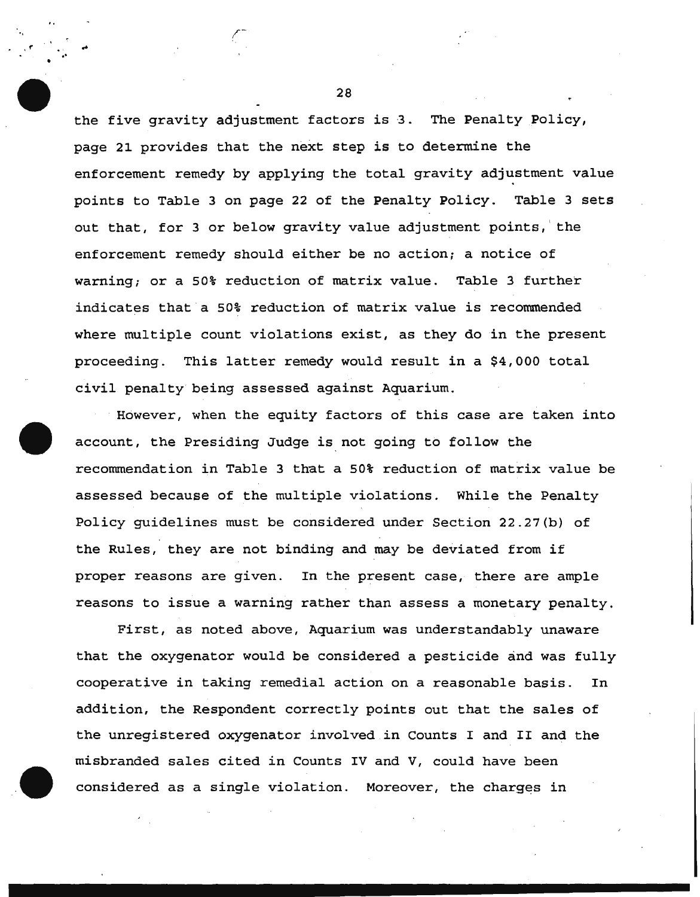the five gravity adjustment factors is 3. The Penalty Policy, page 21 provides that the next step is to determine the enforcement remedy by applying the total gravity adjustment value points to Table 3 on page 22 of the Penalty Policy. Table 3 sets out that, for 3 or below gravity value adjustment points, the enforcement remedy should either be no action; a notice of warning; or a 50% reduction of matrix value. Table 3 further indicates that a 50% reduction of matrix value is recommended where multiple count violations exist, as they do in the present proceeding. This latter remedy would result in a $4,000 total civil penalty being assessed against Aquarium.

However, when the equity factors of this case are taken into account, the Presiding Judge is not going to follow the recommendation in Table 3 that a 50% reduction of matrix value be assessed because of the multiple violations. While the Penalty Policy guidelines must be considered under Section 22.27(b) of the Rules, they are not binding and may be deviated from if proper reasons are given. In the present case, there are ample reasons to issue a warning rather than assess a monetary penalty.

First, as noted above, Aquarium was understandably unaware that the oxygenator would be considered a pesticide and was fully cooperative in taking remedial action on a reasonable basis. In addition, the Respondent correctly points out that the sales of the unregistered oxygenator involved in Counts I and II and the misbranded sales cited in Counts IV and V, could have been considered as a single violation. Moreover, the charges in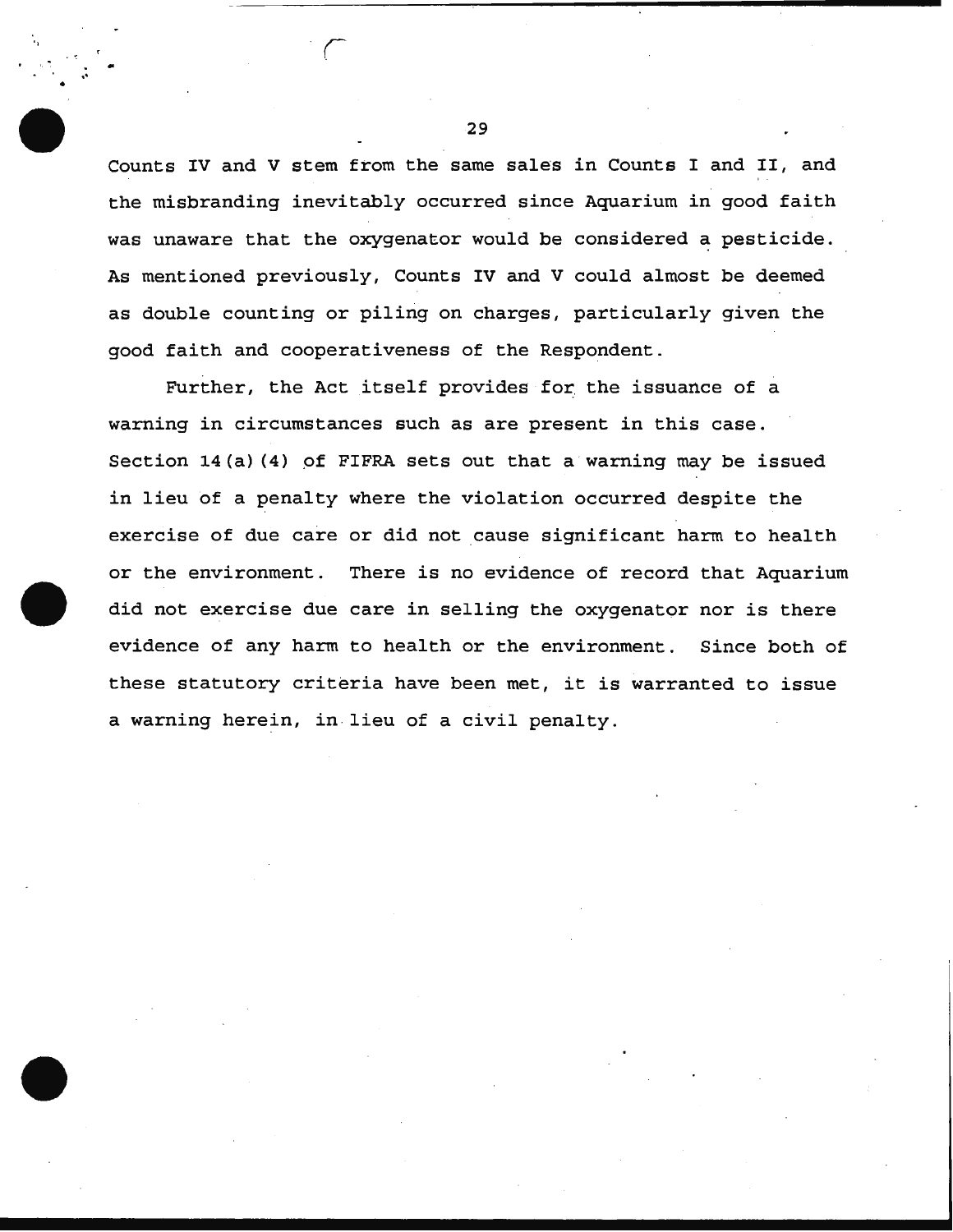Counts IV and V stem from the same sales in Counts I and II, and the misbranding inevitably occurred since Aquarium in good faith was unaware that the oxygenator would be considered a pesticide. As mentioned previously, Counts IV and V could almost be deemed as double counting or piling on charges, particularly given the good faith and cooperativeness of the Respondent.

Further, the Act itself provides for the issuance of a warning in circumstances such as are present in this case. Section 14(a)(4) of FIFRA sets out that a warning may be issued in lieu of a penalty where the violation occurred despite the exercise of due care or did not cause significant harm to health or the environment. There is no evidence of record that Aquarium did not exercise due care in selling the oxygenator nor is there evidence of any harm to health or the environment. Since both of these statutory criteria have been met, it is warranted to issue a warning herein, in lieu of a civil penalty.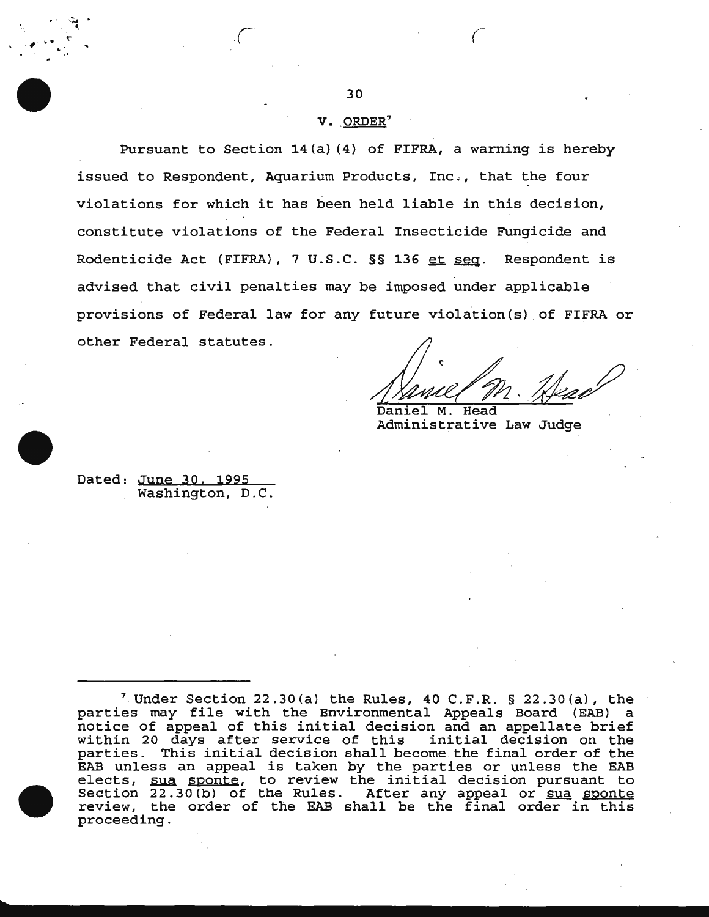## V. ORDER[7]

Pursuant to Section 14(a)(4) of FIFRA, a warning is hereby issued to Respondent, Aquarium Products, Inc., that the four violations for which it has been held liable in this decision, constitute violations of the Federal Insecticide Fungicide and Rodenticide Act (FIFRA), 7 U.S.C. §§ 136 et seq. Respondent is advised that civil penalties may be imposed under applicable provisions of Federal law for any future violation(s) of FIFRA or other Federal statutes.

Daniel M. Head
Administrative Law Judge

Dated: June 30, 1995
Washington, D.C.

---

[7] Under Section 22.30(a) the Rules, 40 C.F.R. § 22.30(a), the parties may file with the Environmental Appeals Board (EAB) a notice of appeal of this initial decision and an appellate brief within 20 days after service of this initial decision on the parties. This initial decision shall become the final order of the EAB unless an appeal is taken by the parties or unless the EAB elects, sua sponte, to review the initial decision pursuant to Section 22.30(b) of the Rules. After any appeal or sua sponte review, the order of the EAB shall be the final order in this proceeding.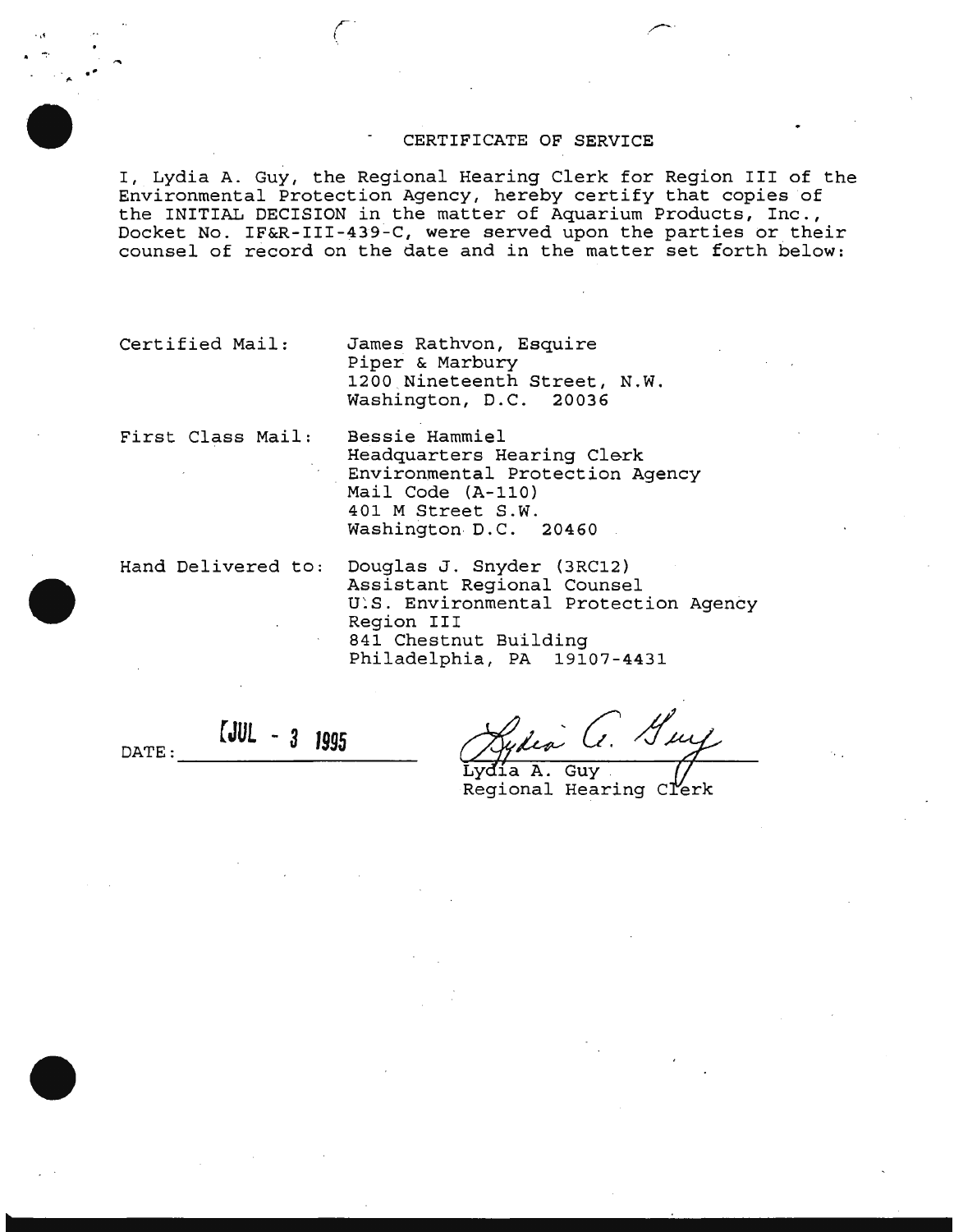# CERTIFICATE OF SERVICE

I, Lydia A. Guy, the Regional Hearing Clerk for Region III of the Environmental Protection Agency, hereby certify that copies of the INITIAL DECISION in the matter of Aquarium Products, Inc., Docket No. IF&R-III-439-C, were served upon the parties or their counsel of record on the date and in the matter set forth below:

Certified Mail:
James Rathvon, Esquire
Piper & Marbury
1200 Nineteenth Street, N.W.
Washington, D.C. 20036

First Class Mail:
Bessie Hammiel
Headquarters Hearing Clerk
Environmental Protection Agency
Mail Code (A-110)
401 M Street S.W.
Washington D.C. 20460

Hand Delivered to:
Douglas J. Snyder (3RC12)
Assistant Regional Counsel
U.S. Environmental Protection Agency
Region III
841 Chestnut Building
Philadelphia, PA 19107-4431

DATE: JUL - 3 1995

Lydia A. Guy
Regional Hearing Clerk